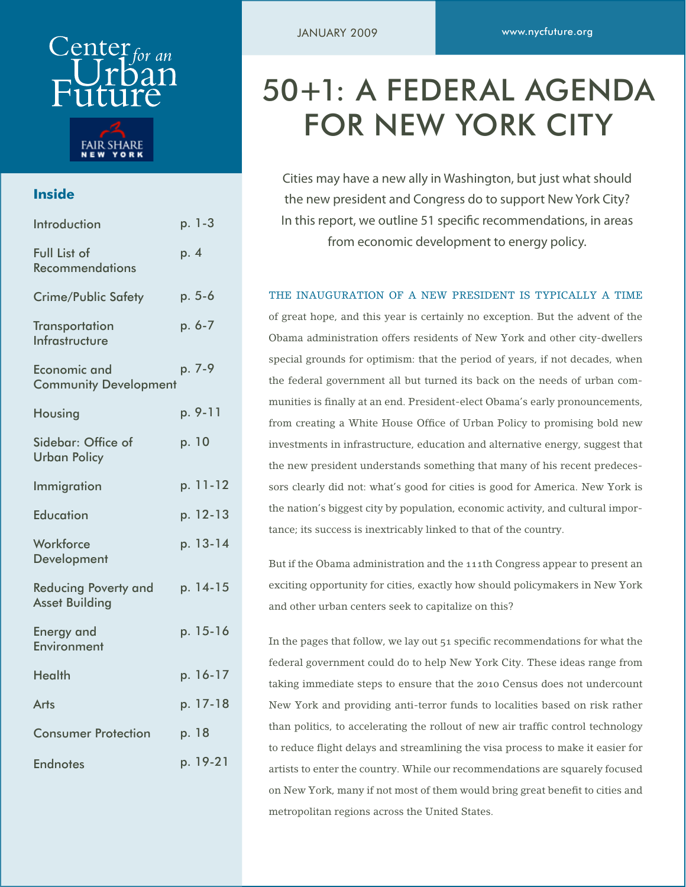Center for an Urban Future

FAIR SHARE NEW YORK

JANUARY 2009

www.nycfuture.org

# 50+1: A FEDERAL AGENDA FOR NEW YORK CITY

Cities may have a new ally in Washington, but just what should the new president and Congress do to support New York City? In this report, we outline 51 specific recommendations, in areas from economic development to energy policy.

## Inside

| | |
|---|---|
| Introduction | p. 1-3 |
| Full List of Recommendations | p. 4 |
| Crime/Public Safety | p. 5-6 |
| Transportation Infrastructure | p. 6-7 |
| Economic and Community Development | p. 7-9 |
| Housing | p. 9-11 |
| Sidebar: Office of Urban Policy | p. 10 |
| Immigration | p. 11-12 |
| Education | p. 12-13 |
| Workforce Development | p. 13-14 |
| Reducing Poverty and Asset Building | p. 14-15 |
| Energy and Environment | p. 15-16 |
| Health | p. 16-17 |
| Arts | p. 17-18 |
| Consumer Protection | p. 18 |
| Endnotes | p. 19-21 |

THE INAUGURATION OF A NEW PRESIDENT IS TYPICALLY A TIME of great hope, and this year is certainly no exception. But the advent of the Obama administration offers residents of New York and other city-dwellers special grounds for optimism: that the period of years, if not decades, when the federal government all but turned its back on the needs of urban communities is finally at an end. President-elect Obama's early pronouncements, from creating a White House Office of Urban Policy to promising bold new investments in infrastructure, education and alternative energy, suggest that the new president understands something that many of his recent predecessors clearly did not: what's good for cities is good for America. New York is the nation's biggest city by population, economic activity, and cultural importance; its success is inextricably linked to that of the country.

But if the Obama administration and the 111th Congress appear to present an exciting opportunity for cities, exactly how should policymakers in New York and other urban centers seek to capitalize on this?

In the pages that follow, we lay out 51 specific recommendations for what the federal government could do to help New York City. These ideas range from taking immediate steps to ensure that the 2010 Census does not undercount New York and providing anti-terror funds to localities based on risk rather than politics, to accelerating the rollout of new air traffic control technology to reduce flight delays and streamlining the visa process to make it easier for artists to enter the country. While our recommendations are squarely focused on New York, many if not most of them would bring great benefit to cities and metropolitan regions across the United States.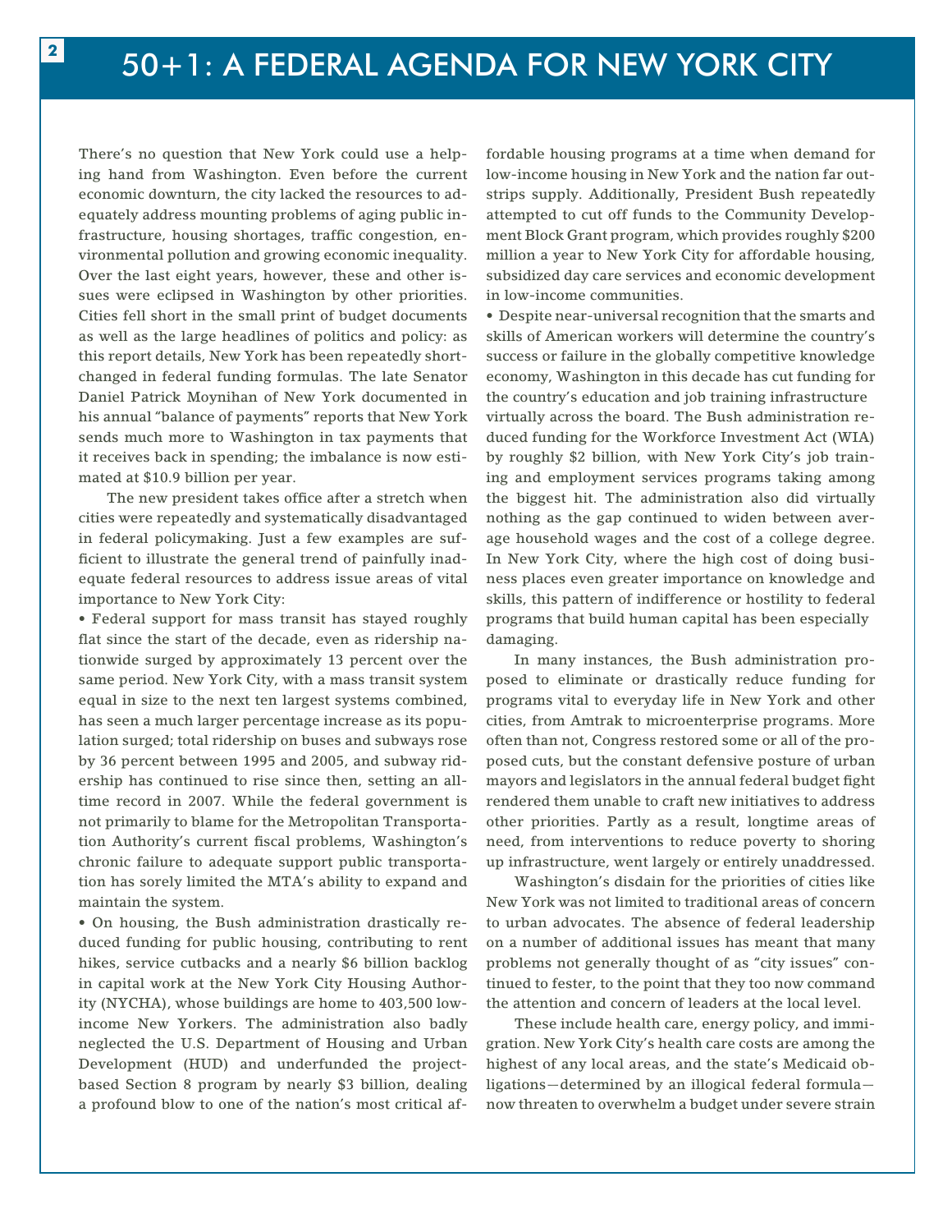There's no question that New York could use a helping hand from Washington. Even before the current economic downturn, the city lacked the resources to adequately address mounting problems of aging public infrastructure, housing shortages, traffic congestion, environmental pollution and growing economic inequality. Over the last eight years, however, these and other issues were eclipsed in Washington by other priorities. Cities fell short in the small print of budget documents as well as the large headlines of politics and policy: as this report details, New York has been repeatedly shortchanged in federal funding formulas. The late Senator Daniel Patrick Moynihan of New York documented in his annual "balance of payments" reports that New York sends much more to Washington in tax payments that it receives back in spending; the imbalance is now estimated at $10.9 billion per year.

The new president takes office after a stretch when cities were repeatedly and systematically disadvantaged in federal policymaking. Just a few examples are sufficient to illustrate the general trend of painfully inadequate federal resources to address issue areas of vital importance to New York City:

- Federal support for mass transit has stayed roughly flat since the start of the decade, even as ridership nationwide surged by approximately 13 percent over the same period. New York City, with a mass transit system equal in size to the next ten largest systems combined, has seen a much larger percentage increase as its population surged; total ridership on buses and subways rose by 36 percent between 1995 and 2005, and subway ridership has continued to rise since then, setting an all-time record in 2007. While the federal government is not primarily to blame for the Metropolitan Transportation Authority's current fiscal problems, Washington's chronic failure to adequate support public transportation has sorely limited the MTA's ability to expand and maintain the system.
- On housing, the Bush administration drastically reduced funding for public housing, contributing to rent hikes, service cutbacks and a nearly $6 billion backlog in capital work at the New York City Housing Authority (NYCHA), whose buildings are home to 403,500 low-income New Yorkers. The administration also badly neglected the U.S. Department of Housing and Urban Development (HUD) and underfunded the project-based Section 8 program by nearly $3 billion, dealing a profound blow to one of the nation's most critical affordable housing programs at a time when demand for low-income housing in New York and the nation far outstrips supply. Additionally, President Bush repeatedly attempted to cut off funds to the Community Development Block Grant program, which provides roughly $200 million a year to New York City for affordable housing, subsidized day care services and economic development in low-income communities.
- Despite near-universal recognition that the smarts and skills of American workers will determine the country's success or failure in the globally competitive knowledge economy, Washington in this decade has cut funding for the country's education and job training infrastructure virtually across the board. The Bush administration reduced funding for the Workforce Investment Act (WIA) by roughly $2 billion, with New York City's job training and employment services programs taking among the biggest hit. The administration also did virtually nothing as the gap continued to widen between average household wages and the cost of a college degree. In New York City, where the high cost of doing business places even greater importance on knowledge and skills, this pattern of indifference or hostility to federal programs that build human capital has been especially damaging.

In many instances, the Bush administration proposed to eliminate or drastically reduce funding for programs vital to everyday life in New York and other cities, from Amtrak to microenterprise programs. More often than not, Congress restored some or all of the proposed cuts, but the constant defensive posture of urban mayors and legislators in the annual federal budget fight rendered them unable to craft new initiatives to address other priorities. Partly as a result, longtime areas of need, from interventions to reduce poverty to shoring up infrastructure, went largely or entirely unaddressed.

Washington's disdain for the priorities of cities like New York was not limited to traditional areas of concern to urban advocates. The absence of federal leadership on a number of additional issues has meant that many problems not generally thought of as "city issues" continued to fester, to the point that they too now command the attention and concern of leaders at the local level.

These include health care, energy policy, and immigration. New York City's health care costs are among the highest of any local areas, and the state's Medicaid obligations—determined by an illogical federal formula—now threaten to overwhelm a budget under severe strain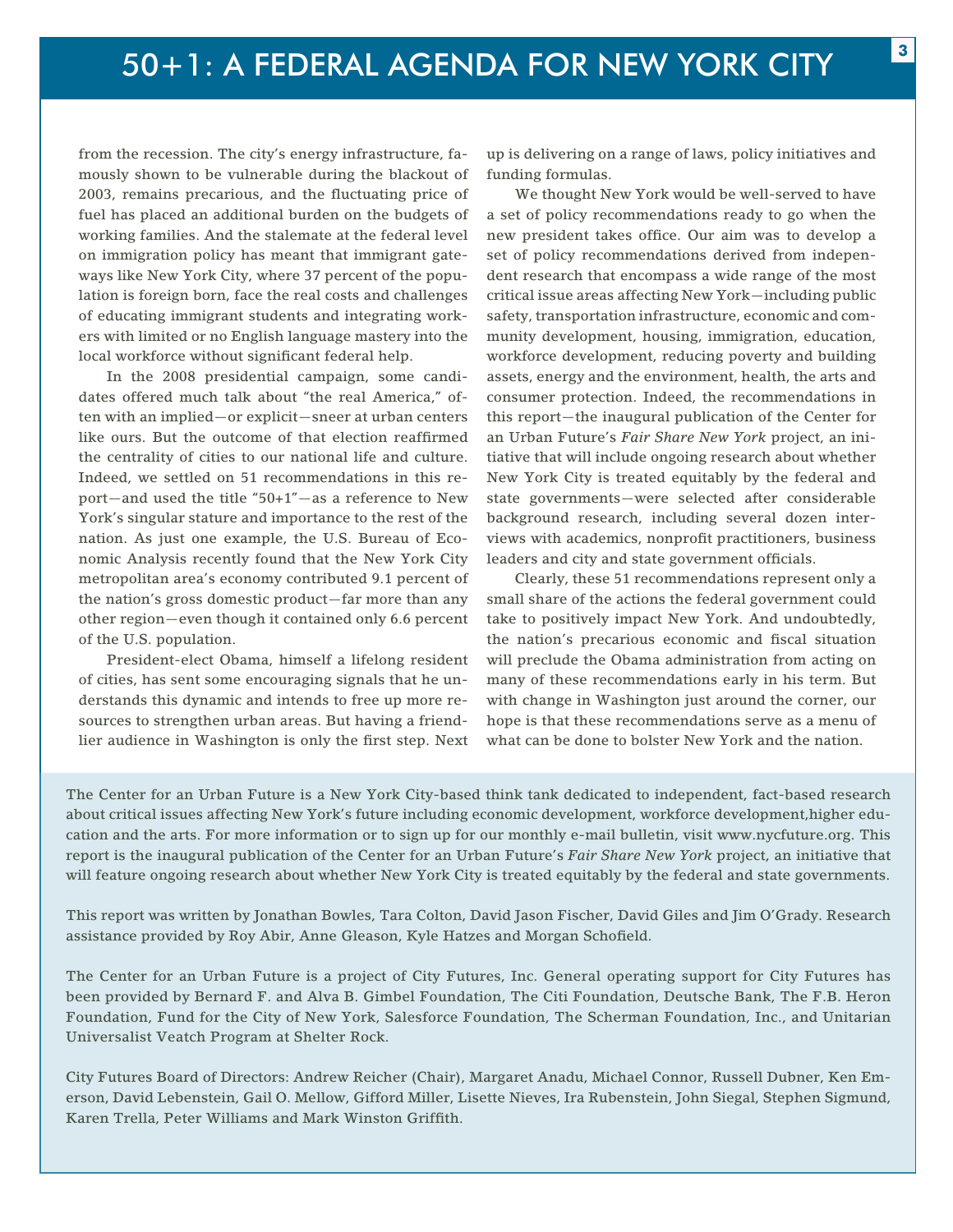from the recession. The city's energy infrastructure, famously shown to be vulnerable during the blackout of 2003, remains precarious, and the fluctuating price of fuel has placed an additional burden on the budgets of working families. And the stalemate at the federal level on immigration policy has meant that immigrant gateways like New York City, where 37 percent of the population is foreign born, face the real costs and challenges of educating immigrant students and integrating workers with limited or no English language mastery into the local workforce without significant federal help.

In the 2008 presidential campaign, some candidates offered much talk about "the real America," often with an implied—or explicit—sneer at urban centers like ours. But the outcome of that election reaffirmed the centrality of cities to our national life and culture. Indeed, we settled on 51 recommendations in this report—and used the title "50+1"—as a reference to New York's singular stature and importance to the rest of the nation. As just one example, the U.S. Bureau of Economic Analysis recently found that the New York City metropolitan area's economy contributed 9.1 percent of the nation's gross domestic product—far more than any other region—even though it contained only 6.6 percent of the U.S. population.

President-elect Obama, himself a lifelong resident of cities, has sent some encouraging signals that he understands this dynamic and intends to free up more resources to strengthen urban areas. But having a friendlier audience in Washington is only the first step. Next up is delivering on a range of laws, policy initiatives and funding formulas.

We thought New York would be well-served to have a set of policy recommendations ready to go when the new president takes office. Our aim was to develop a set of policy recommendations derived from independent research that encompass a wide range of the most critical issue areas affecting New York—including public safety, transportation infrastructure, economic and community development, housing, immigration, education, workforce development, reducing poverty and building assets, energy and the environment, health, the arts and consumer protection. Indeed, the recommendations in this report—the inaugural publication of the Center for an Urban Future's *Fair Share New York* project, an initiative that will include ongoing research about whether New York City is treated equitably by the federal and state governments—were selected after considerable background research, including several dozen interviews with academics, nonprofit practitioners, business leaders and city and state government officials.

Clearly, these 51 recommendations represent only a small share of the actions the federal government could take to positively impact New York. And undoubtedly, the nation's precarious economic and fiscal situation will preclude the Obama administration from acting on many of these recommendations early in his term. But with change in Washington just around the corner, our hope is that these recommendations serve as a menu of what can be done to bolster New York and the nation.

The Center for an Urban Future is a New York City-based think tank dedicated to independent, fact-based research about critical issues affecting New York's future including economic development, workforce development,higher education and the arts. For more information or to sign up for our monthly e-mail bulletin, visit www.nycfuture.org. This report is the inaugural publication of the Center for an Urban Future's *Fair Share New York* project, an initiative that will feature ongoing research about whether New York City is treated equitably by the federal and state governments.

This report was written by Jonathan Bowles, Tara Colton, David Jason Fischer, David Giles and Jim O'Grady. Research assistance provided by Roy Abir, Anne Gleason, Kyle Hatzes and Morgan Schofield.

The Center for an Urban Future is a project of City Futures, Inc. General operating support for City Futures has been provided by Bernard F. and Alva B. Gimbel Foundation, The Citi Foundation, Deutsche Bank, The F.B. Heron Foundation, Fund for the City of New York, Salesforce Foundation, The Scherman Foundation, Inc., and Unitarian Universalist Veatch Program at Shelter Rock.

City Futures Board of Directors: Andrew Reicher (Chair), Margaret Anadu, Michael Connor, Russell Dubner, Ken Emerson, David Lebenstein, Gail O. Mellow, Gifford Miller, Lisette Nieves, Ira Rubenstein, John Siegal, Stephen Sigmund, Karen Trella, Peter Williams and Mark Winston Griffith.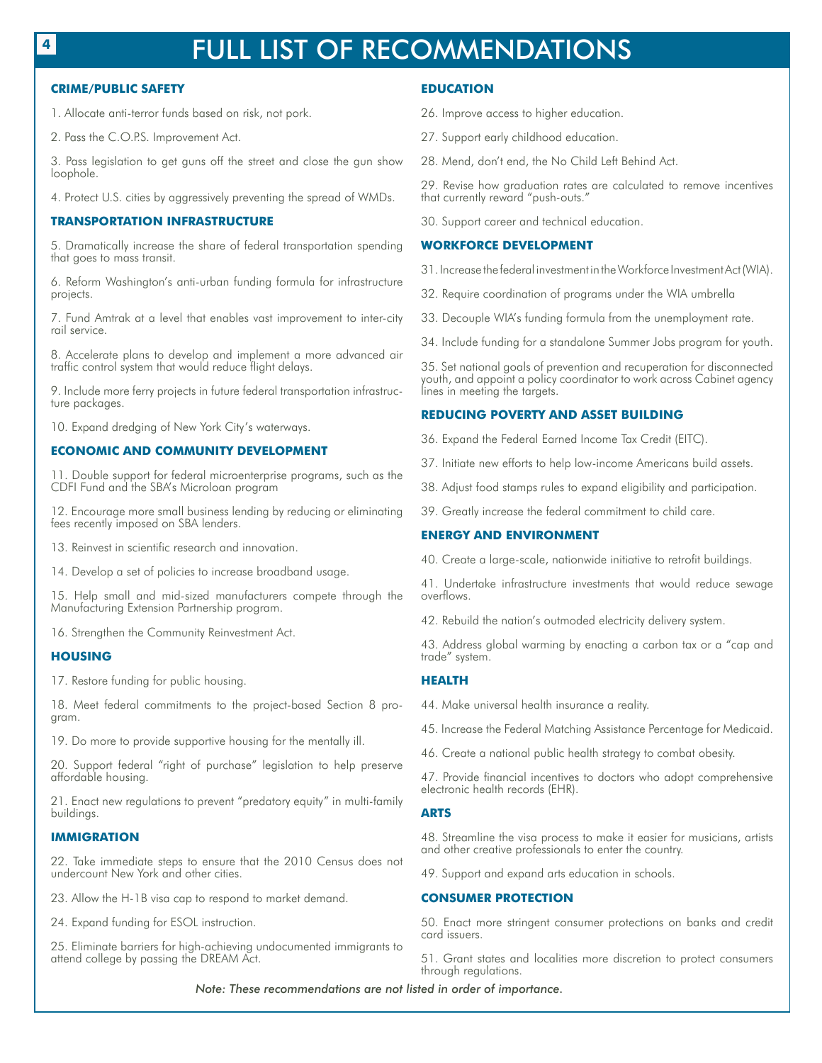# FULL LIST OF RECOMMENDATIONS

## CRIME/PUBLIC SAFETY

1. Allocate anti-terror funds based on risk, not pork.

2. Pass the C.O.P.S. Improvement Act.

3. Pass legislation to get guns off the street and close the gun show loophole.

4. Protect U.S. cities by aggressively preventing the spread of WMDs.

## TRANSPORTATION INFRASTRUCTURE

5. Dramatically increase the share of federal transportation spending that goes to mass transit.

6. Reform Washington's anti-urban funding formula for infrastructure projects.

7. Fund Amtrak at a level that enables vast improvement to inter-city rail service.

8. Accelerate plans to develop and implement a more advanced air traffic control system that would reduce flight delays.

9. Include more ferry projects in future federal transportation infrastructure packages.

10. Expand dredging of New York City's waterways.

## ECONOMIC AND COMMUNITY DEVELOPMENT

11. Double support for federal microenterprise programs, such as the CDFI Fund and the SBA's Microloan program

12. Encourage more small business lending by reducing or eliminating fees recently imposed on SBA lenders.

13. Reinvest in scientific research and innovation.

14. Develop a set of policies to increase broadband usage.

15. Help small and mid-sized manufacturers compete through the Manufacturing Extension Partnership program.

16. Strengthen the Community Reinvestment Act.

## HOUSING

17. Restore funding for public housing.

18. Meet federal commitments to the project-based Section 8 program.

19. Do more to provide supportive housing for the mentally ill.

20. Support federal "right of purchase" legislation to help preserve affordable housing.

21. Enact new regulations to prevent "predatory equity" in multi-family buildings.

## IMMIGRATION

22. Take immediate steps to ensure that the 2010 Census does not undercount New York and other cities.

23. Allow the H-1B visa cap to respond to market demand.

24. Expand funding for ESOL instruction.

25. Eliminate barriers for high-achieving undocumented immigrants to attend college by passing the DREAM Act.

## EDUCATION

26. Improve access to higher education.

27. Support early childhood education.

28. Mend, don't end, the No Child Left Behind Act.

29. Revise how graduation rates are calculated to remove incentives that currently reward "push-outs."

30. Support career and technical education.

## WORKFORCE DEVELOPMENT

31. Increase the federal investment in the Workforce Investment Act (WIA).

32. Require coordination of programs under the WIA umbrella

33. Decouple WIA's funding formula from the unemployment rate.

34. Include funding for a standalone Summer Jobs program for youth.

35. Set national goals of prevention and recuperation for disconnected youth, and appoint a policy coordinator to work across Cabinet agency lines in meeting the targets.

## REDUCING POVERTY AND ASSET BUILDING

36. Expand the Federal Earned Income Tax Credit (EITC).

37. Initiate new efforts to help low-income Americans build assets.

38. Adjust food stamps rules to expand eligibility and participation.

39. Greatly increase the federal commitment to child care.

## ENERGY AND ENVIRONMENT

40. Create a large-scale, nationwide initiative to retrofit buildings.

41. Undertake infrastructure investments that would reduce sewage overflows.

42. Rebuild the nation's outmoded electricity delivery system.

43. Address global warming by enacting a carbon tax or a "cap and trade" system.

## HEALTH

44. Make universal health insurance a reality.

45. Increase the Federal Matching Assistance Percentage for Medicaid.

46. Create a national public health strategy to combat obesity.

47. Provide financial incentives to doctors who adopt comprehensive electronic health records (EHR).

## ARTS

48. Streamline the visa process to make it easier for musicians, artists and other creative professionals to enter the country.

49. Support and expand arts education in schools.

## CONSUMER PROTECTION

50. Enact more stringent consumer protections on banks and credit card issuers.

51. Grant states and localities more discretion to protect consumers through regulations.

*Note: These recommendations are not listed in order of importance.*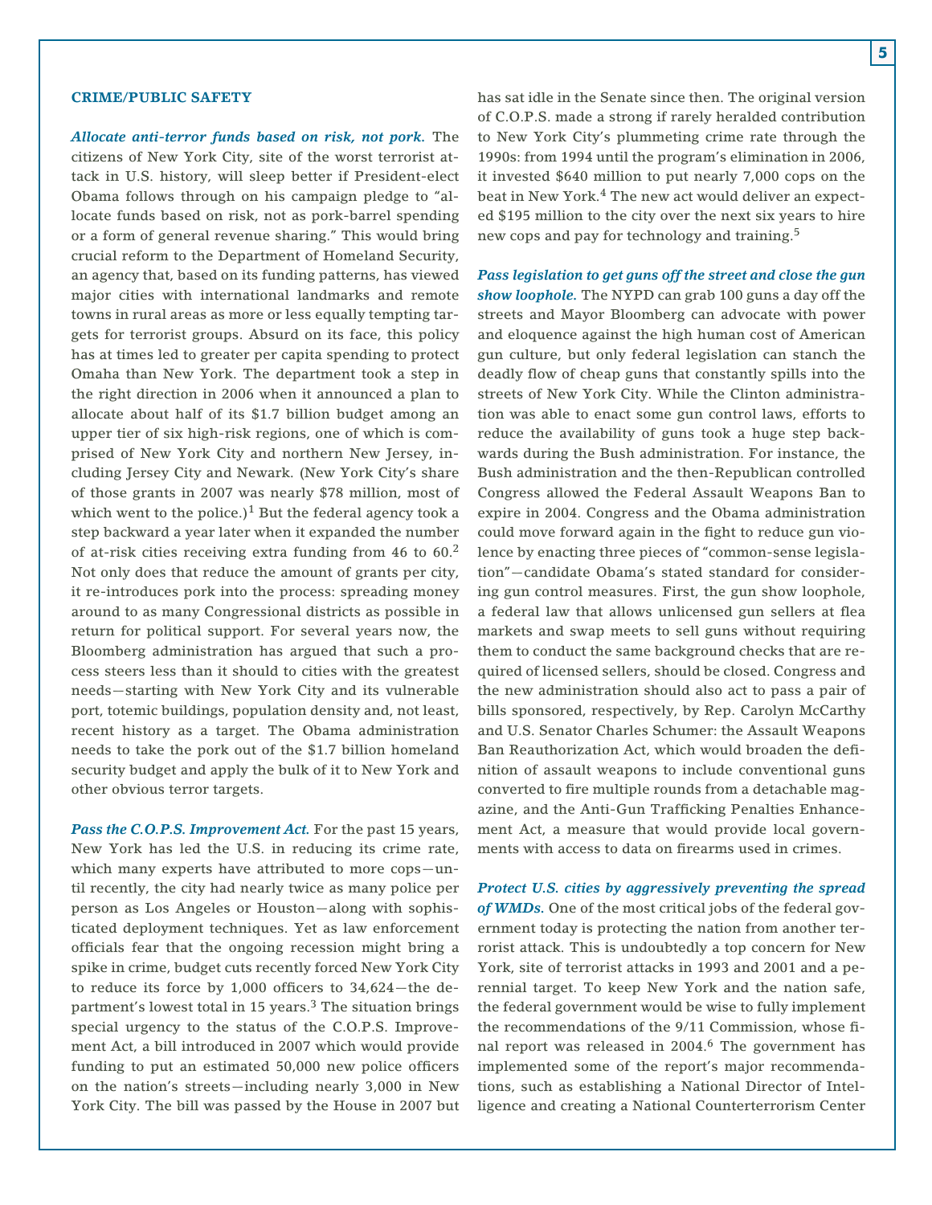## CRIME/PUBLIC SAFETY

***Allocate anti-terror funds based on risk, not pork.*** The citizens of New York City, site of the worst terrorist attack in U.S. history, will sleep better if President-elect Obama follows through on his campaign pledge to "allocate funds based on risk, not as pork-barrel spending or a form of general revenue sharing." This would bring crucial reform to the Department of Homeland Security, an agency that, based on its funding patterns, has viewed major cities with international landmarks and remote towns in rural areas as more or less equally tempting targets for terrorist groups. Absurd on its face, this policy has at times led to greater per capita spending to protect Omaha than New York. The department took a step in the right direction in 2006 when it announced a plan to allocate about half of its $1.7 billion budget among an upper tier of six high-risk regions, one of which is comprised of New York City and northern New Jersey, including Jersey City and Newark. (New York City's share of those grants in 2007 was nearly $78 million, most of which went to the police.)[1] But the federal agency took a step backward a year later when it expanded the number of at-risk cities receiving extra funding from 46 to 60.[2] Not only does that reduce the amount of grants per city, it re-introduces pork into the process: spreading money around to as many Congressional districts as possible in return for political support. For several years now, the Bloomberg administration has argued that such a process steers less than it should to cities with the greatest needs—starting with New York City and its vulnerable port, totemic buildings, population density and, not least, recent history as a target. The Obama administration needs to take the pork out of the $1.7 billion homeland security budget and apply the bulk of it to New York and other obvious terror targets.

***Pass the C.O.P.S. Improvement Act.*** For the past 15 years, New York has led the U.S. in reducing its crime rate, which many experts have attributed to more cops—until recently, the city had nearly twice as many police per person as Los Angeles or Houston—along with sophisticated deployment techniques. Yet as law enforcement officials fear that the ongoing recession might bring a spike in crime, budget cuts recently forced New York City to reduce its force by 1,000 officers to 34,624—the department's lowest total in 15 years.[3] The situation brings special urgency to the status of the C.O.P.S. Improvement Act, a bill introduced in 2007 which would provide funding to put an estimated 50,000 new police officers on the nation's streets—including nearly 3,000 in New York City. The bill was passed by the House in 2007 but has sat idle in the Senate since then. The original version of C.O.P.S. made a strong if rarely heralded contribution to New York City's plummeting crime rate through the 1990s: from 1994 until the program's elimination in 2006, it invested $640 million to put nearly 7,000 cops on the beat in New York.[4] The new act would deliver an expected $195 million to the city over the next six years to hire new cops and pay for technology and training.[5]

***Pass legislation to get guns off the street and close the gun show loophole.*** The NYPD can grab 100 guns a day off the streets and Mayor Bloomberg can advocate with power and eloquence against the high human cost of American gun culture, but only federal legislation can stanch the deadly flow of cheap guns that constantly spills into the streets of New York City. While the Clinton administration was able to enact some gun control laws, efforts to reduce the availability of guns took a huge step backwards during the Bush administration. For instance, the Bush administration and the then-Republican controlled Congress allowed the Federal Assault Weapons Ban to expire in 2004. Congress and the Obama administration could move forward again in the fight to reduce gun violence by enacting three pieces of "common-sense legislation"—candidate Obama's stated standard for considering gun control measures. First, the gun show loophole, a federal law that allows unlicensed gun sellers at flea markets and swap meets to sell guns without requiring them to conduct the same background checks that are required of licensed sellers, should be closed. Congress and the new administration should also act to pass a pair of bills sponsored, respectively, by Rep. Carolyn McCarthy and U.S. Senator Charles Schumer: the Assault Weapons Ban Reauthorization Act, which would broaden the definition of assault weapons to include conventional guns converted to fire multiple rounds from a detachable magazine, and the Anti-Gun Trafficking Penalties Enhancement Act, a measure that would provide local governments with access to data on firearms used in crimes.

***Protect U.S. cities by aggressively preventing the spread of WMDs.*** One of the most critical jobs of the federal government today is protecting the nation from another terrorist attack. This is undoubtedly a top concern for New York, site of terrorist attacks in 1993 and 2001 and a perennial target. To keep New York and the nation safe, the federal government would be wise to fully implement the recommendations of the 9/11 Commission, whose final report was released in 2004.[6] The government has implemented some of the report's major recommendations, such as establishing a National Director of Intelligence and creating a National Counterterrorism Center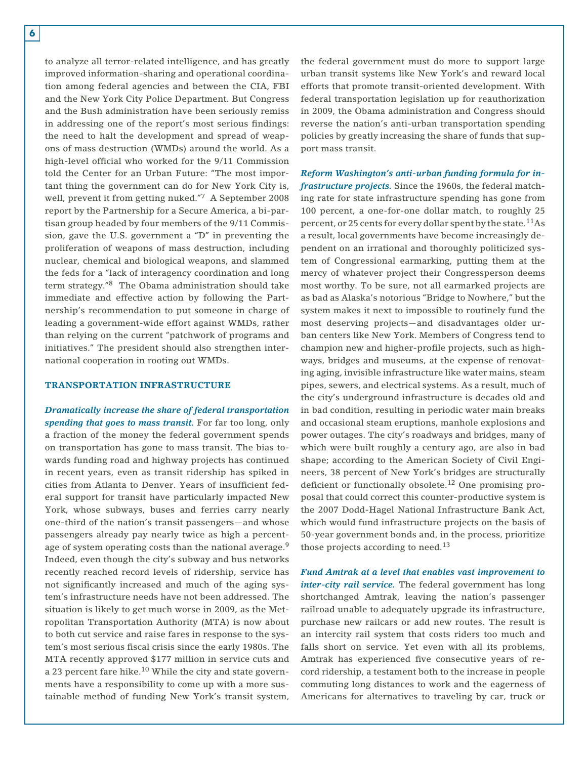to analyze all terror-related intelligence, and has greatly improved information-sharing and operational coordination among federal agencies and between the CIA, FBI and the New York City Police Department. But Congress and the Bush administration have been seriously remiss in addressing one of the report's most serious findings: the need to halt the development and spread of weapons of mass destruction (WMDs) around the world. As a high-level official who worked for the 9/11 Commission told the Center for an Urban Future: "The most important thing the government can do for New York City is, well, prevent it from getting nuked."[7] A September 2008 report by the Partnership for a Secure America, a bi-partisan group headed by four members of the 9/11 Commission, gave the U.S. government a "D" in preventing the proliferation of weapons of mass destruction, including nuclear, chemical and biological weapons, and slammed the feds for a "lack of interagency coordination and long term strategy."[8] The Obama administration should take immediate and effective action by following the Partnership's recommendation to put someone in charge of leading a government-wide effort against WMDs, rather than relying on the current "patchwork of programs and initiatives." The president should also strengthen international cooperation in rooting out WMDs.

## TRANSPORTATION INFRASTRUCTURE

***Dramatically increase the share of federal transportation spending that goes to mass transit.*** For far too long, only a fraction of the money the federal government spends on transportation has gone to mass transit. The bias towards funding road and highway projects has continued in recent years, even as transit ridership has spiked in cities from Atlanta to Denver. Years of insufficient federal support for transit have particularly impacted New York, whose subways, buses and ferries carry nearly one-third of the nation's transit passengers—and whose passengers already pay nearly twice as high a percentage of system operating costs than the national average.[9] Indeed, even though the city's subway and bus networks recently reached record levels of ridership, service has not significantly increased and much of the aging system's infrastructure needs have not been addressed. The situation is likely to get much worse in 2009, as the Metropolitan Transportation Authority (MTA) is now about to both cut service and raise fares in response to the system's most serious fiscal crisis since the early 1980s. The MTA recently approved $177 million in service cuts and a 23 percent fare hike.[10] While the city and state governments have a responsibility to come up with a more sustainable method of funding New York's transit system, the federal government must do more to support large urban transit systems like New York's and reward local efforts that promote transit-oriented development. With federal transportation legislation up for reauthorization in 2009, the Obama administration and Congress should reverse the nation's anti-urban transportation spending policies by greatly increasing the share of funds that support mass transit.

***Reform Washington's anti-urban funding formula for infrastructure projects.*** Since the 1960s, the federal matching rate for state infrastructure spending has gone from 100 percent, a one-for-one dollar match, to roughly 25 percent, or 25 cents for every dollar spent by the state.[11] As a result, local governments have become increasingly dependent on an irrational and thoroughly politicized system of Congressional earmarking, putting them at the mercy of whatever project their Congressperson deems most worthy. To be sure, not all earmarked projects are as bad as Alaska's notorious "Bridge to Nowhere," but the system makes it next to impossible to routinely fund the most deserving projects—and disadvantages older urban centers like New York. Members of Congress tend to champion new and higher-profile projects, such as highways, bridges and museums, at the expense of renovating aging, invisible infrastructure like water mains, steam pipes, sewers, and electrical systems. As a result, much of the city's underground infrastructure is decades old and in bad condition, resulting in periodic water main breaks and occasional steam eruptions, manhole explosions and power outages. The city's roadways and bridges, many of which were built roughly a century ago, are also in bad shape; according to the American Society of Civil Engineers, 38 percent of New York's bridges are structurally deficient or functionally obsolete.[12] One promising proposal that could correct this counter-productive system is the 2007 Dodd-Hagel National Infrastructure Bank Act, which would fund infrastructure projects on the basis of 50-year government bonds and, in the process, prioritize those projects according to need.[13]

***Fund Amtrak at a level that enables vast improvement to inter-city rail service.*** The federal government has long shortchanged Amtrak, leaving the nation's passenger railroad unable to adequately upgrade its infrastructure, purchase new railcars or add new routes. The result is an intercity rail system that costs riders too much and falls short on service. Yet even with all its problems, Amtrak has experienced five consecutive years of record ridership, a testament both to the increase in people commuting long distances to work and the eagerness of Americans for alternatives to traveling by car, truck or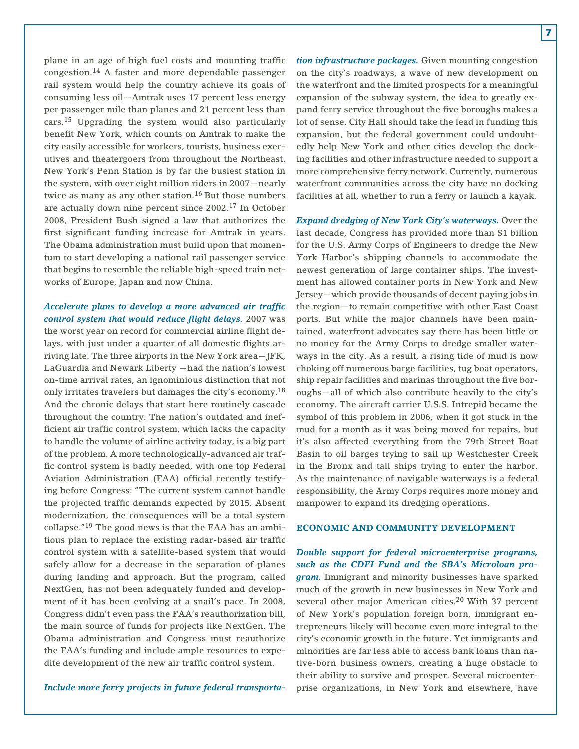plane in an age of high fuel costs and mounting traffic congestion.[14] A faster and more dependable passenger rail system would help the country achieve its goals of consuming less oil—Amtrak uses 17 percent less energy per passenger mile than planes and 21 percent less than cars.[15] Upgrading the system would also particularly benefit New York, which counts on Amtrak to make the city easily accessible for workers, tourists, business executives and theatergoers from throughout the Northeast. New York's Penn Station is by far the busiest station in the system, with over eight million riders in 2007—nearly twice as many as any other station.[16] But those numbers are actually down nine percent since 2002.[17] In October 2008, President Bush signed a law that authorizes the first significant funding increase for Amtrak in years. The Obama administration must build upon that momentum to start developing a national rail passenger service that begins to resemble the reliable high-speed train networks of Europe, Japan and now China.

***Accelerate plans to develop a more advanced air traffic control system that would reduce flight delays.*** 2007 was the worst year on record for commercial airline flight delays, with just under a quarter of all domestic flights arriving late. The three airports in the New York area—JFK, LaGuardia and Newark Liberty —had the nation's lowest on-time arrival rates, an ignominious distinction that not only irritates travelers but damages the city's economy.[18] And the chronic delays that start here routinely cascade throughout the country. The nation's outdated and inefficient air traffic control system, which lacks the capacity to handle the volume of airline activity today, is a big part of the problem. A more technologically-advanced air traffic control system is badly needed, with one top Federal Aviation Administration (FAA) official recently testifying before Congress: "The current system cannot handle the projected traffic demands expected by 2015. Absent modernization, the consequences will be a total system collapse."[19] The good news is that the FAA has an ambitious plan to replace the existing radar-based air traffic control system with a satellite-based system that would safely allow for a decrease in the separation of planes during landing and approach. But the program, called NextGen, has not been adequately funded and development of it has been evolving at a snail's pace. In 2008, Congress didn't even pass the FAA's reauthorization bill, the main source of funds for projects like NextGen. The Obama administration and Congress must reauthorize the FAA's funding and include ample resources to expedite development of the new air traffic control system.

***Include more ferry projects in future federal transportation infrastructure packages.*** Given mounting congestion on the city's roadways, a wave of new development on the waterfront and the limited prospects for a meaningful expansion of the subway system, the idea to greatly expand ferry service throughout the five boroughs makes a lot of sense. City Hall should take the lead in funding this expansion, but the federal government could undoubtedly help New York and other cities develop the docking facilities and other infrastructure needed to support a more comprehensive ferry network. Currently, numerous waterfront communities across the city have no docking facilities at all, whether to run a ferry or launch a kayak.

***Expand dredging of New York City's waterways.*** Over the last decade, Congress has provided more than $1 billion for the U.S. Army Corps of Engineers to dredge the New York Harbor's shipping channels to accommodate the newest generation of large container ships. The investment has allowed container ports in New York and New Jersey—which provide thousands of decent paying jobs in the region—to remain competitive with other East Coast ports. But while the major channels have been maintained, waterfront advocates say there has been little or no money for the Army Corps to dredge smaller waterways in the city. As a result, a rising tide of mud is now choking off numerous barge facilities, tug boat operators, ship repair facilities and marinas throughout the five boroughs—all of which also contribute heavily to the city's economy. The aircraft carrier U.S.S. Intrepid became the symbol of this problem in 2006, when it got stuck in the mud for a month as it was being moved for repairs, but it's also affected everything from the 79th Street Boat Basin to oil barges trying to sail up Westchester Creek in the Bronx and tall ships trying to enter the harbor. As the maintenance of navigable waterways is a federal responsibility, the Army Corps requires more money and manpower to expand its dredging operations.

## ECONOMIC AND COMMUNITY DEVELOPMENT

***Double support for federal microenterprise programs, such as the CDFI Fund and the SBA's Microloan program.*** Immigrant and minority businesses have sparked much of the growth in new businesses in New York and several other major American cities.[20] With 37 percent of New York's population foreign born, immigrant entrepreneurs likely will become even more integral to the city's economic growth in the future. Yet immigrants and minorities are far less able to access bank loans than native-born business owners, creating a huge obstacle to their ability to survive and prosper. Several microenterprise organizations, in New York and elsewhere, have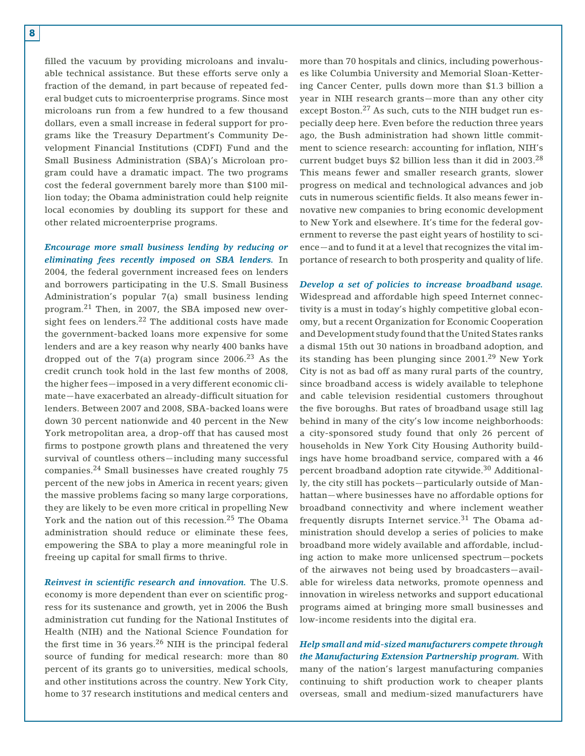filled the vacuum by providing microloans and invaluable technical assistance. But these efforts serve only a fraction of the demand, in part because of repeated federal budget cuts to microenterprise programs. Since most microloans run from a few hundred to a few thousand dollars, even a small increase in federal support for programs like the Treasury Department's Community Development Financial Institutions (CDFI) Fund and the Small Business Administration (SBA)'s Microloan program could have a dramatic impact. The two programs cost the federal government barely more than $100 million today; the Obama administration could help reignite local economies by doubling its support for these and other related microenterprise programs.

***Encourage more small business lending by reducing or eliminating fees recently imposed on SBA lenders.*** In 2004, the federal government increased fees on lenders and borrowers participating in the U.S. Small Business Administration's popular 7(a) small business lending program.[21] Then, in 2007, the SBA imposed new oversight fees on lenders.[22] The additional costs have made the government-backed loans more expensive for some lenders and are a key reason why nearly 400 banks have dropped out of the 7(a) program since 2006.[23] As the credit crunch took hold in the last few months of 2008, the higher fees—imposed in a very different economic climate—have exacerbated an already-difficult situation for lenders. Between 2007 and 2008, SBA-backed loans were down 30 percent nationwide and 40 percent in the New York metropolitan area, a drop-off that has caused most firms to postpone growth plans and threatened the very survival of countless others—including many successful companies.[24] Small businesses have created roughly 75 percent of the new jobs in America in recent years; given the massive problems facing so many large corporations, they are likely to be even more critical in propelling New York and the nation out of this recession.[25] The Obama administration should reduce or eliminate these fees, empowering the SBA to play a more meaningful role in freeing up capital for small firms to thrive.

***Reinvest in scientific research and innovation.*** The U.S. economy is more dependent than ever on scientific progress for its sustenance and growth, yet in 2006 the Bush administration cut funding for the National Institutes of Health (NIH) and the National Science Foundation for the first time in 36 years.[26] NIH is the principal federal source of funding for medical research: more than 80 percent of its grants go to universities, medical schools, and other institutions across the country. New York City, home to 37 research institutions and medical centers and more than 70 hospitals and clinics, including powerhouses like Columbia University and Memorial Sloan-Kettering Cancer Center, pulls down more than $1.3 billion a year in NIH research grants—more than any other city except Boston.[27] As such, cuts to the NIH budget run especially deep here. Even before the reduction three years ago, the Bush administration had shown little commitment to science research: accounting for inflation, NIH's current budget buys $2 billion less than it did in 2003.[28] This means fewer and smaller research grants, slower progress on medical and technological advances and job cuts in numerous scientific fields. It also means fewer innovative new companies to bring economic development to New York and elsewhere. It's time for the federal government to reverse the past eight years of hostility to science—and to fund it at a level that recognizes the vital importance of research to both prosperity and quality of life.

***Develop a set of policies to increase broadband usage.*** Widespread and affordable high speed Internet connectivity is a must in today's highly competitive global economy, but a recent Organization for Economic Cooperation and Development study found that the United States ranks a dismal 15th out 30 nations in broadband adoption, and its standing has been plunging since 2001.[29] New York City is not as bad off as many rural parts of the country, since broadband access is widely available to telephone and cable television residential customers throughout the five boroughs. But rates of broadband usage still lag behind in many of the city's low income neighborhoods: a city-sponsored study found that only 26 percent of households in New York City Housing Authority buildings have home broadband service, compared with a 46 percent broadband adoption rate citywide.[30] Additionally, the city still has pockets—particularly outside of Manhattan—where businesses have no affordable options for broadband connectivity and where inclement weather frequently disrupts Internet service.[31] The Obama administration should develop a series of policies to make broadband more widely available and affordable, including action to make more unlicensed spectrum—pockets of the airwaves not being used by broadcasters—available for wireless data networks, promote openness and innovation in wireless networks and support educational programs aimed at bringing more small businesses and low-income residents into the digital era.

***Help small and mid-sized manufacturers compete through the Manufacturing Extension Partnership program.*** With many of the nation's largest manufacturing companies continuing to shift production work to cheaper plants overseas, small and medium-sized manufacturers have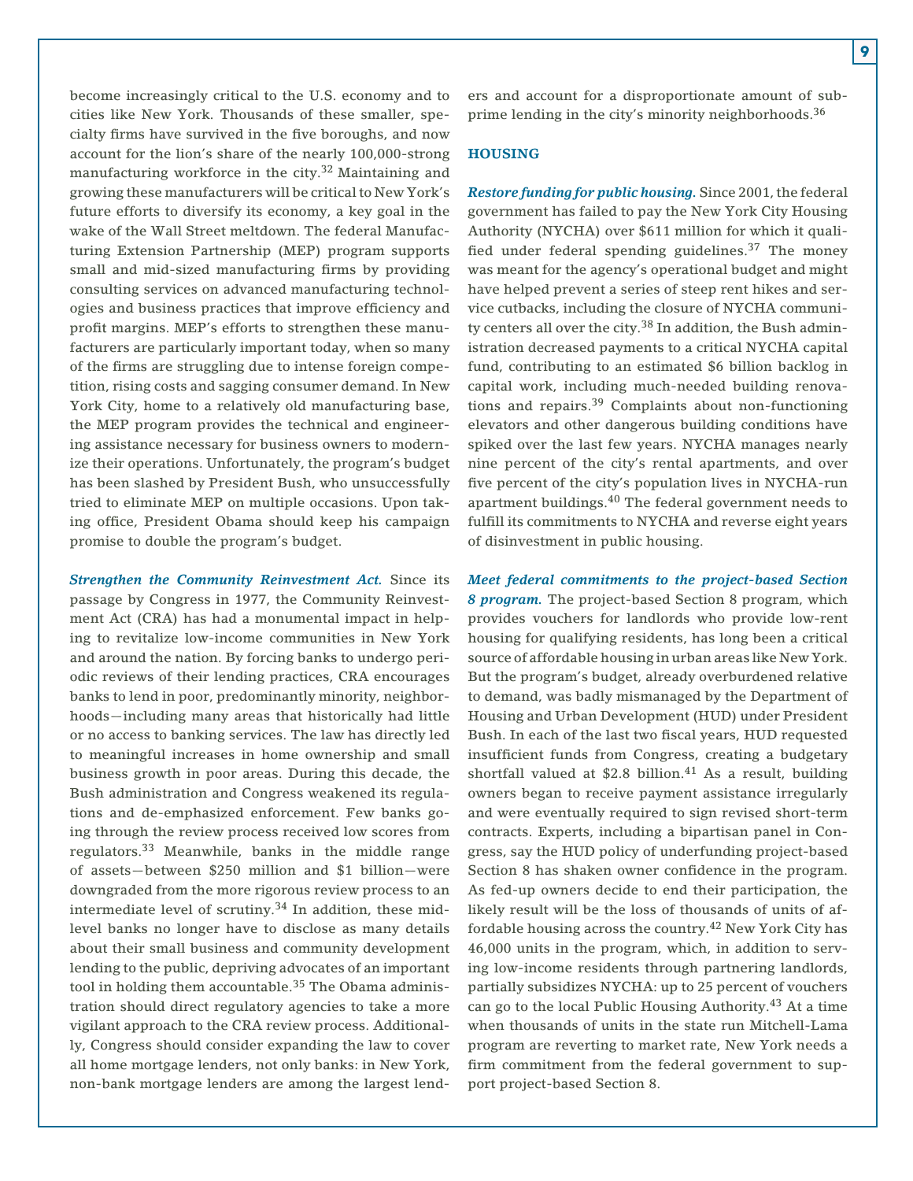become increasingly critical to the U.S. economy and to cities like New York. Thousands of these smaller, specialty firms have survived in the five boroughs, and now account for the lion's share of the nearly 100,000-strong manufacturing workforce in the city.[32] Maintaining and growing these manufacturers will be critical to New York's future efforts to diversify its economy, a key goal in the wake of the Wall Street meltdown. The federal Manufacturing Extension Partnership (MEP) program supports small and mid-sized manufacturing firms by providing consulting services on advanced manufacturing technologies and business practices that improve efficiency and profit margins. MEP's efforts to strengthen these manufacturers are particularly important today, when so many of the firms are struggling due to intense foreign competition, rising costs and sagging consumer demand. In New York City, home to a relatively old manufacturing base, the MEP program provides the technical and engineering assistance necessary for business owners to modernize their operations. Unfortunately, the program's budget has been slashed by President Bush, who unsuccessfully tried to eliminate MEP on multiple occasions. Upon taking office, President Obama should keep his campaign promise to double the program's budget.

***Strengthen the Community Reinvestment Act.*** Since its passage by Congress in 1977, the Community Reinvestment Act (CRA) has had a monumental impact in helping to revitalize low-income communities in New York and around the nation. By forcing banks to undergo periodic reviews of their lending practices, CRA encourages banks to lend in poor, predominantly minority, neighborhoods—including many areas that historically had little or no access to banking services. The law has directly led to meaningful increases in home ownership and small business growth in poor areas. During this decade, the Bush administration and Congress weakened its regulations and de-emphasized enforcement. Few banks going through the review process received low scores from regulators.[33] Meanwhile, banks in the middle range of assets—between $250 million and $1 billion—were downgraded from the more rigorous review process to an intermediate level of scrutiny.[34] In addition, these mid-level banks no longer have to disclose as many details about their small business and community development lending to the public, depriving advocates of an important tool in holding them accountable.[35] The Obama administration should direct regulatory agencies to take a more vigilant approach to the CRA review process. Additionally, Congress should consider expanding the law to cover all home mortgage lenders, not only banks: in New York, non-bank mortgage lenders are among the largest lenders and account for a disproportionate amount of subprime lending in the city's minority neighborhoods.[36]

## HOUSING

***Restore funding for public housing.*** Since 2001, the federal government has failed to pay the New York City Housing Authority (NYCHA) over $611 million for which it qualified under federal spending guidelines.[37] The money was meant for the agency's operational budget and might have helped prevent a series of steep rent hikes and service cutbacks, including the closure of NYCHA community centers all over the city.[38] In addition, the Bush administration decreased payments to a critical NYCHA capital fund, contributing to an estimated $6 billion backlog in capital work, including much-needed building renovations and repairs.[39] Complaints about non-functioning elevators and other dangerous building conditions have spiked over the last few years. NYCHA manages nearly nine percent of the city's rental apartments, and over five percent of the city's population lives in NYCHA-run apartment buildings.[40] The federal government needs to fulfill its commitments to NYCHA and reverse eight years of disinvestment in public housing.

***Meet federal commitments to the project-based Section 8 program.*** The project-based Section 8 program, which provides vouchers for landlords who provide low-rent housing for qualifying residents, has long been a critical source of affordable housing in urban areas like New York. But the program's budget, already overburdened relative to demand, was badly mismanaged by the Department of Housing and Urban Development (HUD) under President Bush. In each of the last two fiscal years, HUD requested insufficient funds from Congress, creating a budgetary shortfall valued at $2.8 billion.[41] As a result, building owners began to receive payment assistance irregularly and were eventually required to sign revised short-term contracts. Experts, including a bipartisan panel in Congress, say the HUD policy of underfunding project-based Section 8 has shaken owner confidence in the program. As fed-up owners decide to end their participation, the likely result will be the loss of thousands of units of affordable housing across the country.[42] New York City has 46,000 units in the program, which, in addition to serving low-income residents through partnering landlords, partially subsidizes NYCHA: up to 25 percent of vouchers can go to the local Public Housing Authority.[43] At a time when thousands of units in the state run Mitchell-Lama program are reverting to market rate, New York needs a firm commitment from the federal government to support project-based Section 8.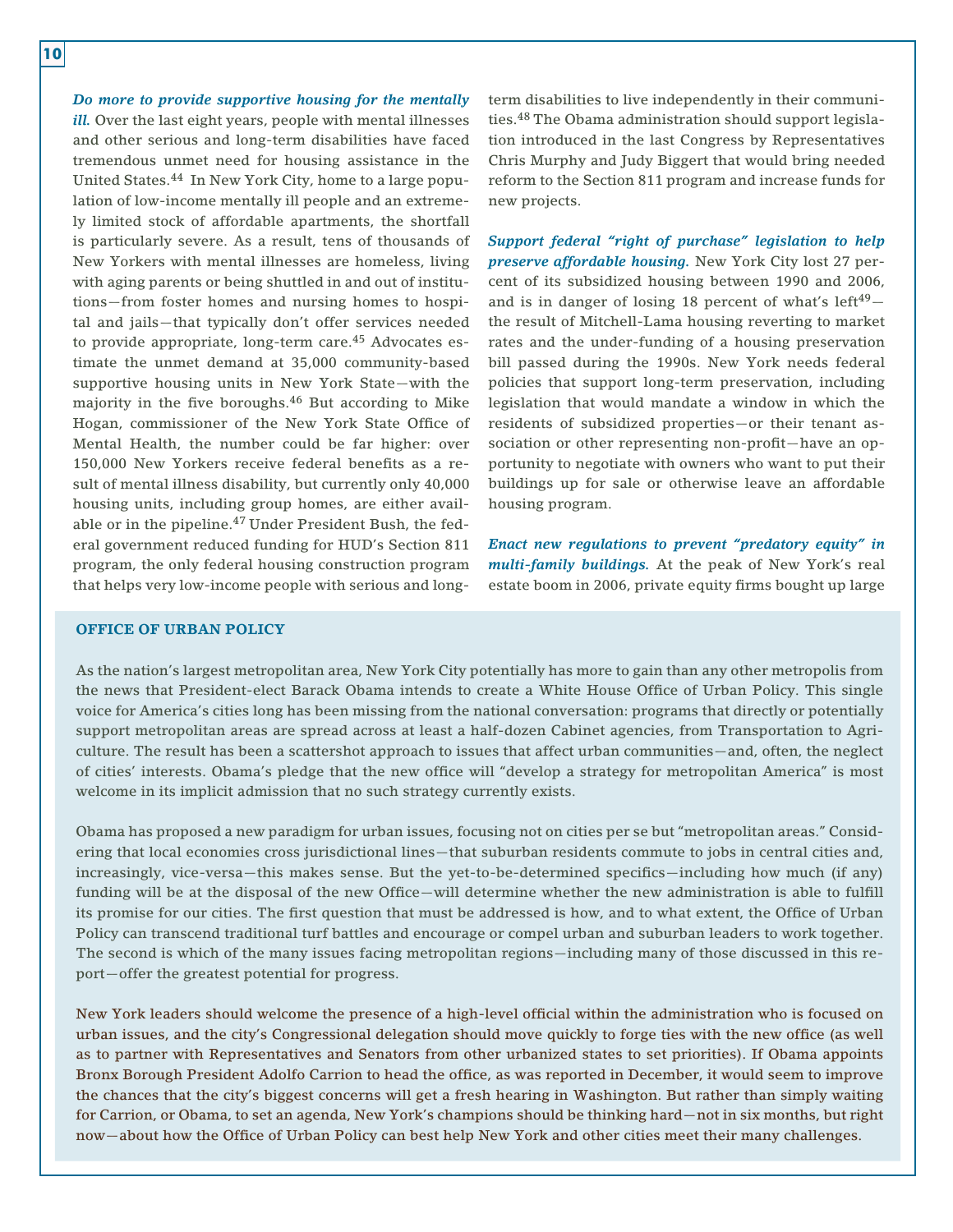***Do more to provide supportive housing for the mentally ill.*** Over the last eight years, people with mental illnesses and other serious and long-term disabilities have faced tremendous unmet need for housing assistance in the United States.[44] In New York City, home to a large population of low-income mentally ill people and an extremely limited stock of affordable apartments, the shortfall is particularly severe. As a result, tens of thousands of New Yorkers with mental illnesses are homeless, living with aging parents or being shuttled in and out of institutions—from foster homes and nursing homes to hospital and jails—that typically don't offer services needed to provide appropriate, long-term care.[45] Advocates estimate the unmet demand at 35,000 community-based supportive housing units in New York State—with the majority in the five boroughs.[46] But according to Mike Hogan, commissioner of the New York State Office of Mental Health, the number could be far higher: over 150,000 New Yorkers receive federal benefits as a result of mental illness disability, but currently only 40,000 housing units, including group homes, are either available or in the pipeline.[47] Under President Bush, the federal government reduced funding for HUD's Section 811 program, the only federal housing construction program that helps very low-income people with serious and long-term disabilities to live independently in their communities.[48] The Obama administration should support legislation introduced in the last Congress by Representatives Chris Murphy and Judy Biggert that would bring needed reform to the Section 811 program and increase funds for new projects.

***Support federal "right of purchase" legislation to help preserve affordable housing.*** New York City lost 27 percent of its subsidized housing between 1990 and 2006, and is in danger of losing 18 percent of what's left[49]—the result of Mitchell-Lama housing reverting to market rates and the under-funding of a housing preservation bill passed during the 1990s. New York needs federal policies that support long-term preservation, including legislation that would mandate a window in which the residents of subsidized properties—or their tenant association or other representing non-profit—have an opportunity to negotiate with owners who want to put their buildings up for sale or otherwise leave an affordable housing program.

***Enact new regulations to prevent "predatory equity" in multi-family buildings.*** At the peak of New York's real estate boom in 2006, private equity firms bought up large

## OFFICE OF URBAN POLICY

As the nation's largest metropolitan area, New York City potentially has more to gain than any other metropolis from the news that President-elect Barack Obama intends to create a White House Office of Urban Policy. This single voice for America's cities long has been missing from the national conversation: programs that directly or potentially support metropolitan areas are spread across at least a half-dozen Cabinet agencies, from Transportation to Agriculture. The result has been a scattershot approach to issues that affect urban communities—and, often, the neglect of cities' interests. Obama's pledge that the new office will "develop a strategy for metropolitan America" is most welcome in its implicit admission that no such strategy currently exists.

Obama has proposed a new paradigm for urban issues, focusing not on cities per se but "metropolitan areas." Considering that local economies cross jurisdictional lines—that suburban residents commute to jobs in central cities and, increasingly, vice-versa—this makes sense. But the yet-to-be-determined specifics—including how much (if any) funding will be at the disposal of the new Office—will determine whether the new administration is able to fulfill its promise for our cities. The first question that must be addressed is how, and to what extent, the Office of Urban Policy can transcend traditional turf battles and encourage or compel urban and suburban leaders to work together. The second is which of the many issues facing metropolitan regions—including many of those discussed in this report—offer the greatest potential for progress.

New York leaders should welcome the presence of a high-level official within the administration who is focused on urban issues, and the city's Congressional delegation should move quickly to forge ties with the new office (as well as to partner with Representatives and Senators from other urbanized states to set priorities). If Obama appoints Bronx Borough President Adolfo Carrion to head the office, as was reported in December, it would seem to improve the chances that the city's biggest concerns will get a fresh hearing in Washington. But rather than simply waiting for Carrion, or Obama, to set an agenda, New York's champions should be thinking hard—not in six months, but right now—about how the Office of Urban Policy can best help New York and other cities meet their many challenges.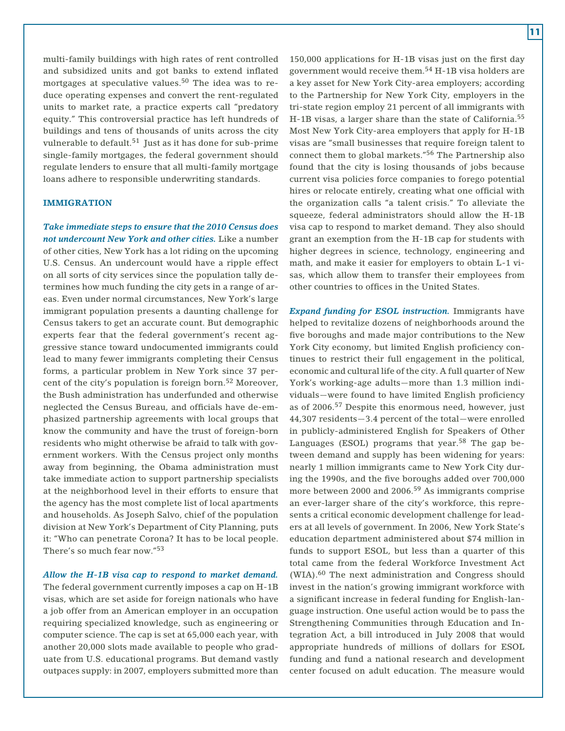multi-family buildings with high rates of rent controlled and subsidized units and got banks to extend inflated mortgages at speculative values.[50] The idea was to reduce operating expenses and convert the rent-regulated units to market rate, a practice experts call "predatory equity." This controversial practice has left hundreds of buildings and tens of thousands of units across the city vulnerable to default.[51] Just as it has done for sub-prime single-family mortgages, the federal government should regulate lenders to ensure that all multi-family mortgage loans adhere to responsible underwriting standards.

## IMMIGRATION

***Take immediate steps to ensure that the 2010 Census does not undercount New York and other cities.*** Like a number of other cities, New York has a lot riding on the upcoming U.S. Census. An undercount would have a ripple effect on all sorts of city services since the population tally determines how much funding the city gets in a range of areas. Even under normal circumstances, New York's large immigrant population presents a daunting challenge for Census takers to get an accurate count. But demographic experts fear that the federal government's recent aggressive stance toward undocumented immigrants could lead to many fewer immigrants completing their Census forms, a particular problem in New York since 37 percent of the city's population is foreign born.[52] Moreover, the Bush administration has underfunded and otherwise neglected the Census Bureau, and officials have de-emphasized partnership agreements with local groups that know the community and have the trust of foreign-born residents who might otherwise be afraid to talk with government workers. With the Census project only months away from beginning, the Obama administration must take immediate action to support partnership specialists at the neighborhood level in their efforts to ensure that the agency has the most complete list of local apartments and households. As Joseph Salvo, chief of the population division at New York's Department of City Planning, puts it: "Who can penetrate Corona? It has to be local people. There's so much fear now."[53]

***Allow the H-1B visa cap to respond to market demand.*** The federal government currently imposes a cap on H-1B visas, which are set aside for foreign nationals who have a job offer from an American employer in an occupation requiring specialized knowledge, such as engineering or computer science. The cap is set at 65,000 each year, with another 20,000 slots made available to people who graduate from U.S. educational programs. But demand vastly outpaces supply: in 2007, employers submitted more than 150,000 applications for H-1B visas just on the first day government would receive them.[54] H-1B visa holders are a key asset for New York City-area employers; according to the Partnership for New York City, employers in the tri-state region employ 21 percent of all immigrants with H-1B visas, a larger share than the state of California.[55] Most New York City-area employers that apply for H-1B visas are "small businesses that require foreign talent to connect them to global markets."[56] The Partnership also found that the city is losing thousands of jobs because current visa policies force companies to forego potential hires or relocate entirely, creating what one official with the organization calls "a talent crisis." To alleviate the squeeze, federal administrators should allow the H-1B visa cap to respond to market demand. They also should grant an exemption from the H-1B cap for students with higher degrees in science, technology, engineering and math, and make it easier for employers to obtain L-1 visas, which allow them to transfer their employees from other countries to offices in the United States.

***Expand funding for ESOL instruction.*** Immigrants have helped to revitalize dozens of neighborhoods around the five boroughs and made major contributions to the New York City economy, but limited English proficiency continues to restrict their full engagement in the political, economic and cultural life of the city. A full quarter of New York's working-age adults—more than 1.3 million individuals—were found to have limited English proficiency as of 2006.[57] Despite this enormous need, however, just 44,307 residents—3.4 percent of the total—were enrolled in publicly-administered English for Speakers of Other Languages (ESOL) programs that year.[58] The gap between demand and supply has been widening for years: nearly 1 million immigrants came to New York City during the 1990s, and the five boroughs added over 700,000 more between 2000 and 2006.[59] As immigrants comprise an ever-larger share of the city's workforce, this represents a critical economic development challenge for leaders at all levels of government. In 2006, New York State's education department administered about $74 million in funds to support ESOL, but less than a quarter of this total came from the federal Workforce Investment Act (WIA).[60] The next administration and Congress should invest in the nation's growing immigrant workforce with a significant increase in federal funding for English-language instruction. One useful action would be to pass the Strengthening Communities through Education and Integration Act, a bill introduced in July 2008 that would appropriate hundreds of millions of dollars for ESOL funding and fund a national research and development center focused on adult education. The measure would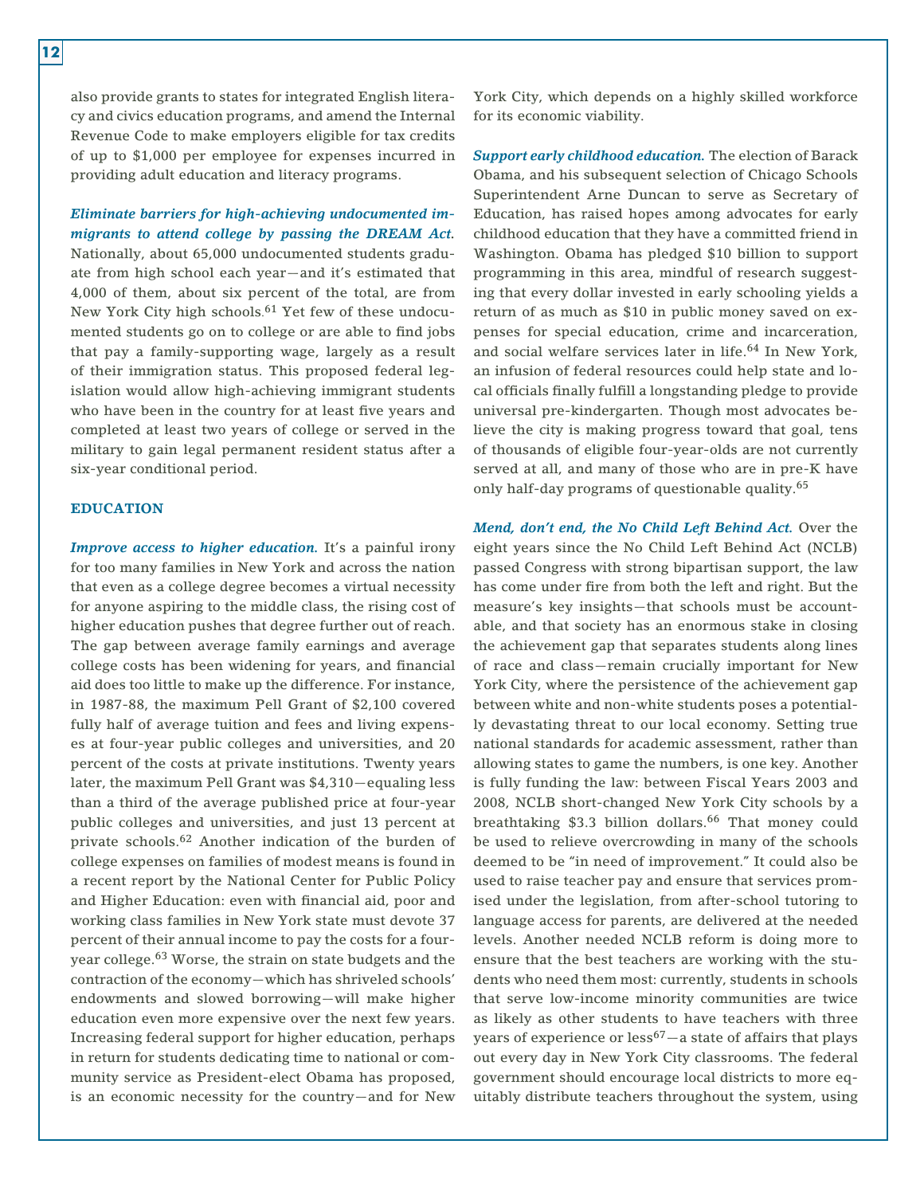also provide grants to states for integrated English literacy and civics education programs, and amend the Internal Revenue Code to make employers eligible for tax credits of up to $1,000 per employee for expenses incurred in providing adult education and literacy programs.

***Eliminate barriers for high-achieving undocumented immigrants to attend college by passing the DREAM Act.*** Nationally, about 65,000 undocumented students graduate from high school each year—and it's estimated that 4,000 of them, about six percent of the total, are from New York City high schools.[61] Yet few of these undocumented students go on to college or are able to find jobs that pay a family-supporting wage, largely as a result of their immigration status. This proposed federal legislation would allow high-achieving immigrant students who have been in the country for at least five years and completed at least two years of college or served in the military to gain legal permanent resident status after a six-year conditional period.

## EDUCATION

***Improve access to higher education.*** It's a painful irony for too many families in New York and across the nation that even as a college degree becomes a virtual necessity for anyone aspiring to the middle class, the rising cost of higher education pushes that degree further out of reach. The gap between average family earnings and average college costs has been widening for years, and financial aid does too little to make up the difference. For instance, in 1987-88, the maximum Pell Grant of $2,100 covered fully half of average tuition and fees and living expenses at four-year public colleges and universities, and 20 percent of the costs at private institutions. Twenty years later, the maximum Pell Grant was $4,310—equaling less than a third of the average published price at four-year public colleges and universities, and just 13 percent at private schools.[62] Another indication of the burden of college expenses on families of modest means is found in a recent report by the National Center for Public Policy and Higher Education: even with financial aid, poor and working class families in New York state must devote 37 percent of their annual income to pay the costs for a four-year college.[63] Worse, the strain on state budgets and the contraction of the economy—which has shriveled schools' endowments and slowed borrowing—will make higher education even more expensive over the next few years. Increasing federal support for higher education, perhaps in return for students dedicating time to national or community service as President-elect Obama has proposed, is an economic necessity for the country—and for New York City, which depends on a highly skilled workforce for its economic viability.

***Support early childhood education.*** The election of Barack Obama, and his subsequent selection of Chicago Schools Superintendent Arne Duncan to serve as Secretary of Education, has raised hopes among advocates for early childhood education that they have a committed friend in Washington. Obama has pledged $10 billion to support programming in this area, mindful of research suggesting that every dollar invested in early schooling yields a return of as much as $10 in public money saved on expenses for special education, crime and incarceration, and social welfare services later in life.[64] In New York, an infusion of federal resources could help state and local officials finally fulfill a longstanding pledge to provide universal pre-kindergarten. Though most advocates believe the city is making progress toward that goal, tens of thousands of eligible four-year-olds are not currently served at all, and many of those who are in pre-K have only half-day programs of questionable quality.[65]

***Mend, don't end, the No Child Left Behind Act.*** Over the eight years since the No Child Left Behind Act (NCLB) passed Congress with strong bipartisan support, the law has come under fire from both the left and right. But the measure's key insights—that schools must be accountable, and that society has an enormous stake in closing the achievement gap that separates students along lines of race and class—remain crucially important for New York City, where the persistence of the achievement gap between white and non-white students poses a potentially devastating threat to our local economy. Setting true national standards for academic assessment, rather than allowing states to game the numbers, is one key. Another is fully funding the law: between Fiscal Years 2003 and 2008, NCLB short-changed New York City schools by a breathtaking $3.3 billion dollars.[66] That money could be used to relieve overcrowding in many of the schools deemed to be "in need of improvement." It could also be used to raise teacher pay and ensure that services promised under the legislation, from after-school tutoring to language access for parents, are delivered at the needed levels. Another needed NCLB reform is doing more to ensure that the best teachers are working with the students who need them most: currently, students in schools that serve low-income minority communities are twice as likely as other students to have teachers with three years of experience or less[67]—a state of affairs that plays out every day in New York City classrooms. The federal government should encourage local districts to more equitably distribute teachers throughout the system, using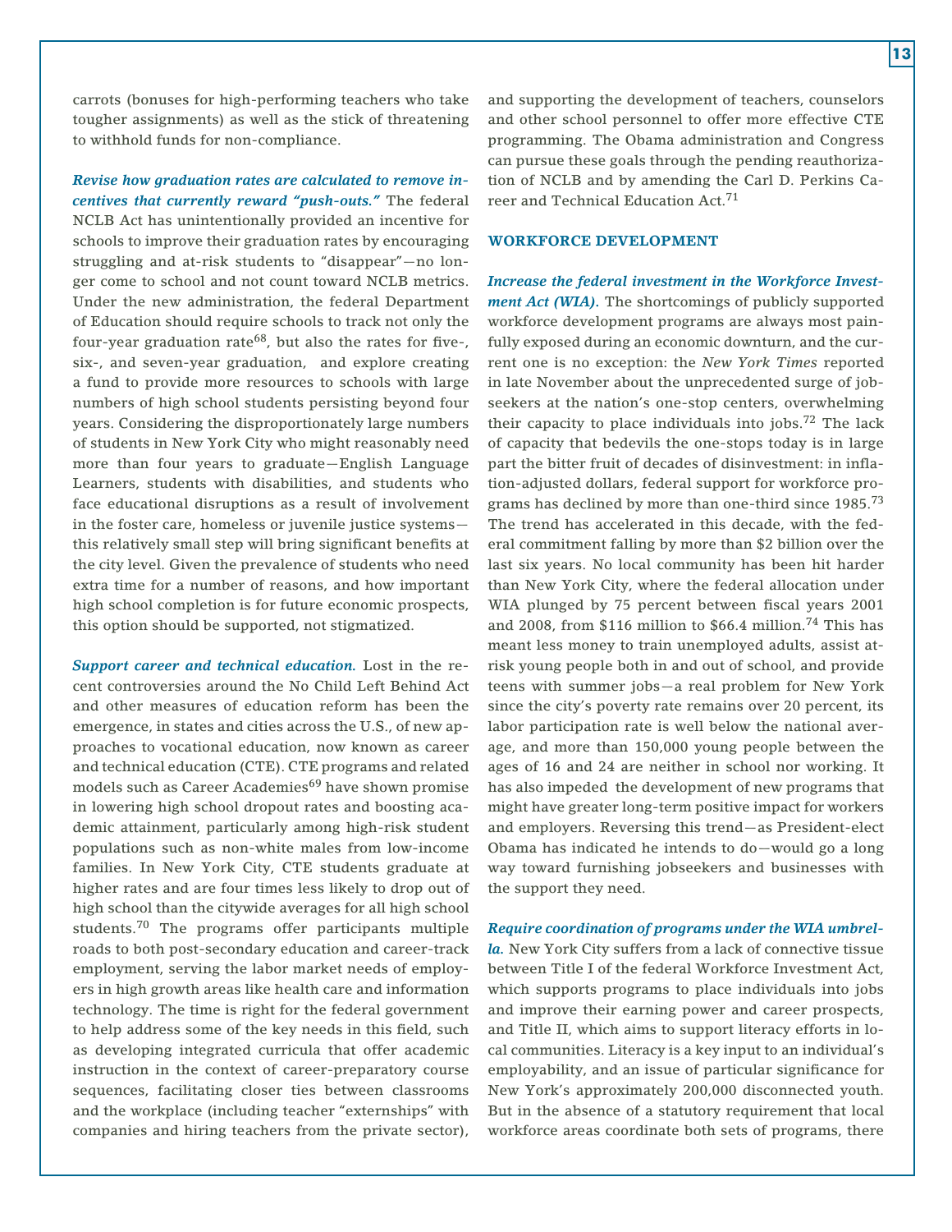carrots (bonuses for high-performing teachers who take tougher assignments) as well as the stick of threatening to withhold funds for non-compliance.

***Revise how graduation rates are calculated to remove incentives that currently reward "push-outs."*** The federal NCLB Act has unintentionally provided an incentive for schools to improve their graduation rates by encouraging struggling and at-risk students to "disappear"—no longer come to school and not count toward NCLB metrics. Under the new administration, the federal Department of Education should require schools to track not only the four-year graduation rate[68], but also the rates for five-, six-, and seven-year graduation, and explore creating a fund to provide more resources to schools with large numbers of high school students persisting beyond four years. Considering the disproportionately large numbers of students in New York City who might reasonably need more than four years to graduate—English Language Learners, students with disabilities, and students who face educational disruptions as a result of involvement in the foster care, homeless or juvenile justice systems—this relatively small step will bring significant benefits at the city level. Given the prevalence of students who need extra time for a number of reasons, and how important high school completion is for future economic prospects, this option should be supported, not stigmatized.

***Support career and technical education.*** Lost in the recent controversies around the No Child Left Behind Act and other measures of education reform has been the emergence, in states and cities across the U.S., of new approaches to vocational education, now known as career and technical education (CTE). CTE programs and related models such as Career Academies[69] have shown promise in lowering high school dropout rates and boosting academic attainment, particularly among high-risk student populations such as non-white males from low-income families. In New York City, CTE students graduate at higher rates and are four times less likely to drop out of high school than the citywide averages for all high school students.[70] The programs offer participants multiple roads to both post-secondary education and career-track employment, serving the labor market needs of employers in high growth areas like health care and information technology. The time is right for the federal government to help address some of the key needs in this field, such as developing integrated curricula that offer academic instruction in the context of career-preparatory course sequences, facilitating closer ties between classrooms and the workplace (including teacher "externships" with companies and hiring teachers from the private sector), and supporting the development of teachers, counselors and other school personnel to offer more effective CTE programming. The Obama administration and Congress can pursue these goals through the pending reauthorization of NCLB and by amending the Carl D. Perkins Career and Technical Education Act.[71]

## WORKFORCE DEVELOPMENT

***Increase the federal investment in the Workforce Investment Act (WIA).*** The shortcomings of publicly supported workforce development programs are always most painfully exposed during an economic downturn, and the current one is no exception: the *New York Times* reported in late November about the unprecedented surge of jobseekers at the nation's one-stop centers, overwhelming their capacity to place individuals into jobs.[72] The lack of capacity that bedevils the one-stops today is in large part the bitter fruit of decades of disinvestment: in inflation-adjusted dollars, federal support for workforce programs has declined by more than one-third since 1985.[73] The trend has accelerated in this decade, with the federal commitment falling by more than $2 billion over the last six years. No local community has been hit harder than New York City, where the federal allocation under WIA plunged by 75 percent between fiscal years 2001 and 2008, from $116 million to $66.4 million.[74] This has meant less money to train unemployed adults, assist at-risk young people both in and out of school, and provide teens with summer jobs—a real problem for New York since the city's poverty rate remains over 20 percent, its labor participation rate is well below the national average, and more than 150,000 young people between the ages of 16 and 24 are neither in school nor working. It has also impeded the development of new programs that might have greater long-term positive impact for workers and employers. Reversing this trend—as President-elect Obama has indicated he intends to do—would go a long way toward furnishing jobseekers and businesses with the support they need.

***Require coordination of programs under the WIA umbrella.*** New York City suffers from a lack of connective tissue between Title I of the federal Workforce Investment Act, which supports programs to place individuals into jobs and improve their earning power and career prospects, and Title II, which aims to support literacy efforts in local communities. Literacy is a key input to an individual's employability, and an issue of particular significance for New York's approximately 200,000 disconnected youth. But in the absence of a statutory requirement that local workforce areas coordinate both sets of programs, there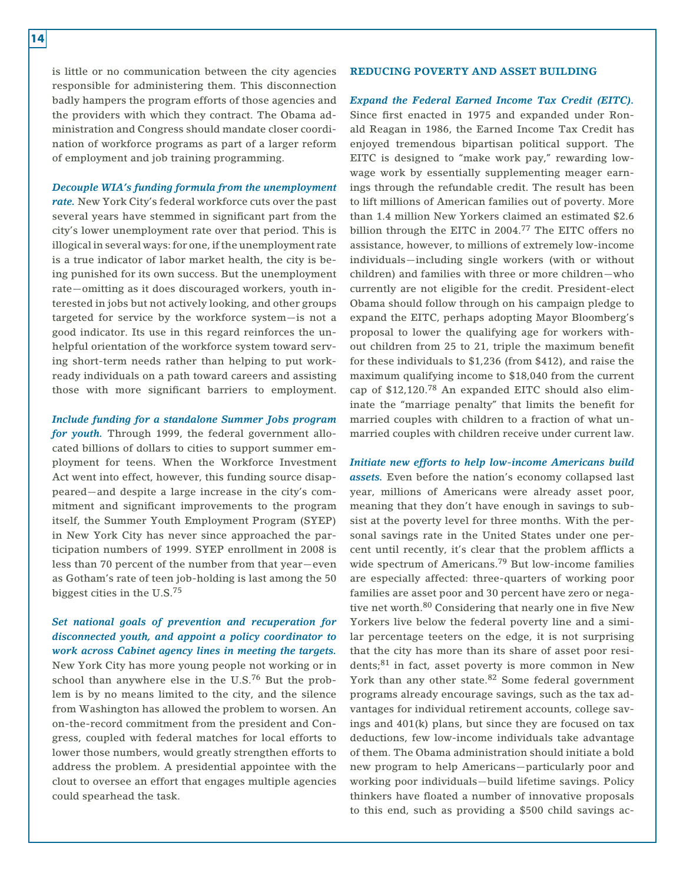is little or no communication between the city agencies responsible for administering them. This disconnection badly hampers the program efforts of those agencies and the providers with which they contract. The Obama administration and Congress should mandate closer coordination of workforce programs as part of a larger reform of employment and job training programming.

***Decouple WIA's funding formula from the unemployment rate.*** New York City's federal workforce cuts over the past several years have stemmed in significant part from the city's lower unemployment rate over that period. This is illogical in several ways: for one, if the unemployment rate is a true indicator of labor market health, the city is being punished for its own success. But the unemployment rate—omitting as it does discouraged workers, youth interested in jobs but not actively looking, and other groups targeted for service by the workforce system—is not a good indicator. Its use in this regard reinforces the unhelpful orientation of the workforce system toward serving short-term needs rather than helping to put work-ready individuals on a path toward careers and assisting those with more significant barriers to employment.

***Include funding for a standalone Summer Jobs program for youth.*** Through 1999, the federal government allocated billions of dollars to cities to support summer employment for teens. When the Workforce Investment Act went into effect, however, this funding source disappeared—and despite a large increase in the city's commitment and significant improvements to the program itself, the Summer Youth Employment Program (SYEP) in New York City has never since approached the participation numbers of 1999. SYEP enrollment in 2008 is less than 70 percent of the number from that year—even as Gotham's rate of teen job-holding is last among the 50 biggest cities in the U.S.[75]

***Set national goals of prevention and recuperation for disconnected youth, and appoint a policy coordinator to work across Cabinet agency lines in meeting the targets.*** New York City has more young people not working or in school than anywhere else in the U.S.[76] But the problem is by no means limited to the city, and the silence from Washington has allowed the problem to worsen. An on-the-record commitment from the president and Congress, coupled with federal matches for local efforts to lower those numbers, would greatly strengthen efforts to address the problem. A presidential appointee with the clout to oversee an effort that engages multiple agencies could spearhead the task.

## REDUCING POVERTY AND ASSET BUILDING

***Expand the Federal Earned Income Tax Credit (EITC).*** Since first enacted in 1975 and expanded under Ronald Reagan in 1986, the Earned Income Tax Credit has enjoyed tremendous bipartisan political support. The EITC is designed to "make work pay," rewarding low-wage work by essentially supplementing meager earnings through the refundable credit. The result has been to lift millions of American families out of poverty. More than 1.4 million New Yorkers claimed an estimated $2.6 billion through the EITC in 2004.[77] The EITC offers no assistance, however, to millions of extremely low-income individuals—including single workers (with or without children) and families with three or more children—who currently are not eligible for the credit. President-elect Obama should follow through on his campaign pledge to expand the EITC, perhaps adopting Mayor Bloomberg's proposal to lower the qualifying age for workers without children from 25 to 21, triple the maximum benefit for these individuals to $1,236 (from $412), and raise the maximum qualifying income to $18,040 from the current cap of $12,120.[78] An expanded EITC should also eliminate the "marriage penalty" that limits the benefit for married couples with children to a fraction of what unmarried couples with children receive under current law.

***Initiate new efforts to help low-income Americans build assets.*** Even before the nation's economy collapsed last year, millions of Americans were already asset poor, meaning that they don't have enough in savings to subsist at the poverty level for three months. With the personal savings rate in the United States under one percent until recently, it's clear that the problem afflicts a wide spectrum of Americans.[79] But low-income families are especially affected: three-quarters of working poor families are asset poor and 30 percent have zero or negative net worth.[80] Considering that nearly one in five New Yorkers live below the federal poverty line and a similar percentage teeters on the edge, it is not surprising that the city has more than its share of asset poor residents;[81] in fact, asset poverty is more common in New York than any other state.[82] Some federal government programs already encourage savings, such as the tax advantages for individual retirement accounts, college savings and 401(k) plans, but since they are focused on tax deductions, few low-income individuals take advantage of them. The Obama administration should initiate a bold new program to help Americans—particularly poor and working poor individuals—build lifetime savings. Policy thinkers have floated a number of innovative proposals to this end, such as providing a $500 child savings ac-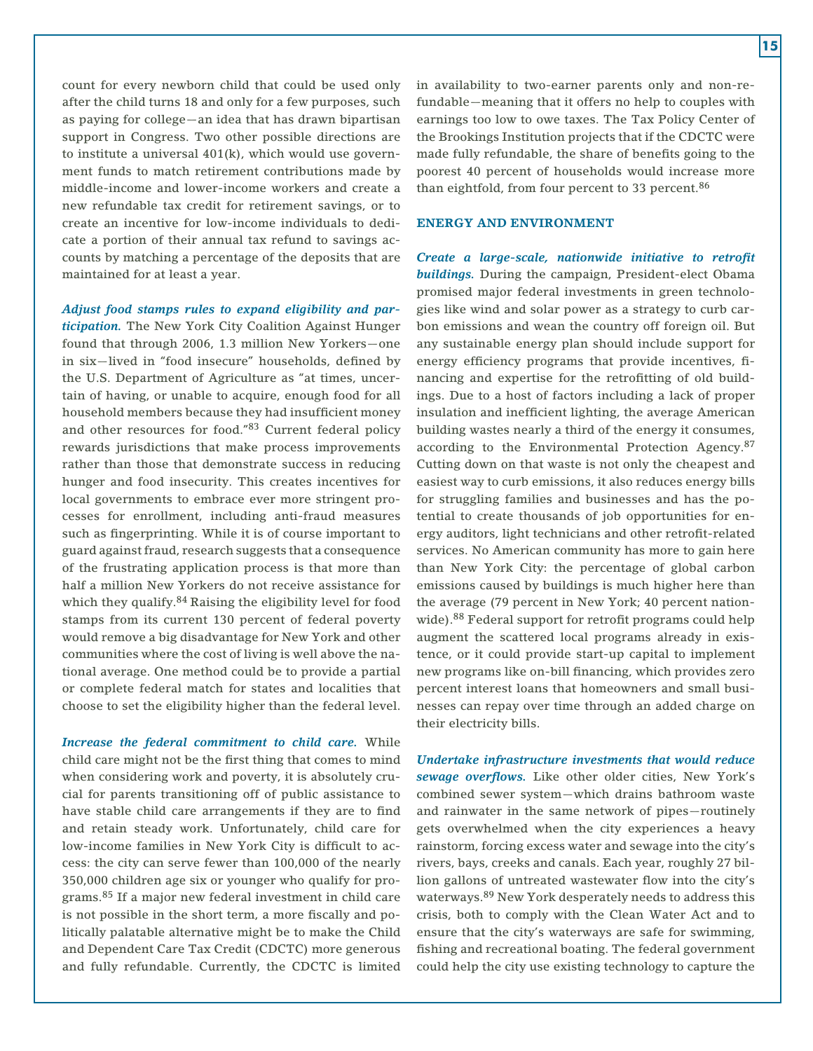count for every newborn child that could be used only after the child turns 18 and only for a few purposes, such as paying for college—an idea that has drawn bipartisan support in Congress. Two other possible directions are to institute a universal 401(k), which would use government funds to match retirement contributions made by middle-income and lower-income workers and create a new refundable tax credit for retirement savings, or to create an incentive for low-income individuals to dedicate a portion of their annual tax refund to savings accounts by matching a percentage of the deposits that are maintained for at least a year.

***Adjust food stamps rules to expand eligibility and participation.*** The New York City Coalition Against Hunger found that through 2006, 1.3 million New Yorkers—one in six—lived in "food insecure" households, defined by the U.S. Department of Agriculture as "at times, uncertain of having, or unable to acquire, enough food for all household members because they had insufficient money and other resources for food."[83] Current federal policy rewards jurisdictions that make process improvements rather than those that demonstrate success in reducing hunger and food insecurity. This creates incentives for local governments to embrace ever more stringent processes for enrollment, including anti-fraud measures such as fingerprinting. While it is of course important to guard against fraud, research suggests that a consequence of the frustrating application process is that more than half a million New Yorkers do not receive assistance for which they qualify.[84] Raising the eligibility level for food stamps from its current 130 percent of federal poverty would remove a big disadvantage for New York and other communities where the cost of living is well above the national average. One method could be to provide a partial or complete federal match for states and localities that choose to set the eligibility higher than the federal level.

***Increase the federal commitment to child care.*** While child care might not be the first thing that comes to mind when considering work and poverty, it is absolutely crucial for parents transitioning off of public assistance to have stable child care arrangements if they are to find and retain steady work. Unfortunately, child care for low-income families in New York City is difficult to access: the city can serve fewer than 100,000 of the nearly 350,000 children age six or younger who qualify for programs.[85] If a major new federal investment in child care is not possible in the short term, a more fiscally and politically palatable alternative might be to make the Child and Dependent Care Tax Credit (CDCTC) more generous and fully refundable. Currently, the CDCTC is limited in availability to two-earner parents only and non-refundable—meaning that it offers no help to couples with earnings too low to owe taxes. The Tax Policy Center of the Brookings Institution projects that if the CDCTC were made fully refundable, the share of benefits going to the poorest 40 percent of households would increase more than eightfold, from four percent to 33 percent.[86]

## ENERGY AND ENVIRONMENT

***Create a large-scale, nationwide initiative to retrofit buildings.*** During the campaign, President-elect Obama promised major federal investments in green technologies like wind and solar power as a strategy to curb carbon emissions and wean the country off foreign oil. But any sustainable energy plan should include support for energy efficiency programs that provide incentives, financing and expertise for the retrofitting of old buildings. Due to a host of factors including a lack of proper insulation and inefficient lighting, the average American building wastes nearly a third of the energy it consumes, according to the Environmental Protection Agency.[87] Cutting down on that waste is not only the cheapest and easiest way to curb emissions, it also reduces energy bills for struggling families and businesses and has the potential to create thousands of job opportunities for energy auditors, light technicians and other retrofit-related services. No American community has more to gain here than New York City: the percentage of global carbon emissions caused by buildings is much higher here than the average (79 percent in New York; 40 percent nationwide).[88] Federal support for retrofit programs could help augment the scattered local programs already in existence, or it could provide start-up capital to implement new programs like on-bill financing, which provides zero percent interest loans that homeowners and small businesses can repay over time through an added charge on their electricity bills.

***Undertake infrastructure investments that would reduce sewage overflows.*** Like other older cities, New York's combined sewer system—which drains bathroom waste and rainwater in the same network of pipes—routinely gets overwhelmed when the city experiences a heavy rainstorm, forcing excess water and sewage into the city's rivers, bays, creeks and canals. Each year, roughly 27 billion gallons of untreated wastewater flow into the city's waterways.[89] New York desperately needs to address this crisis, both to comply with the Clean Water Act and to ensure that the city's waterways are safe for swimming, fishing and recreational boating. The federal government could help the city use existing technology to capture the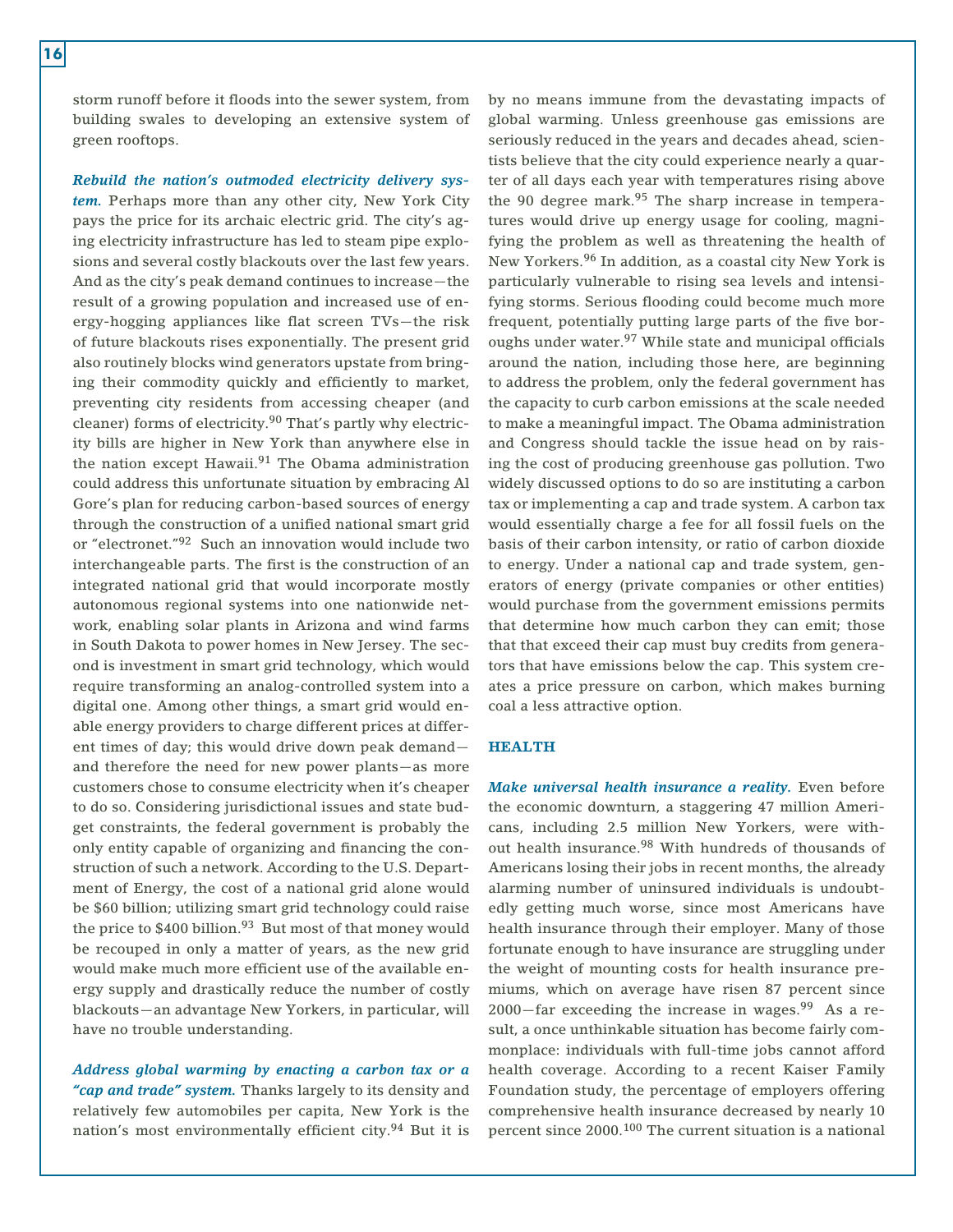storm runoff before it floods into the sewer system, from building swales to developing an extensive system of green rooftops.

***Rebuild the nation's outmoded electricity delivery system.*** Perhaps more than any other city, New York City pays the price for its archaic electric grid. The city's aging electricity infrastructure has led to steam pipe explosions and several costly blackouts over the last few years. And as the city's peak demand continues to increase—the result of a growing population and increased use of energy-hogging appliances like flat screen TVs—the risk of future blackouts rises exponentially. The present grid also routinely blocks wind generators upstate from bringing their commodity quickly and efficiently to market, preventing city residents from accessing cheaper (and cleaner) forms of electricity.[90] That's partly why electricity bills are higher in New York than anywhere else in the nation except Hawaii.[91] The Obama administration could address this unfortunate situation by embracing Al Gore's plan for reducing carbon-based sources of energy through the construction of a unified national smart grid or "electronet."[92] Such an innovation would include two interchangeable parts. The first is the construction of an integrated national grid that would incorporate mostly autonomous regional systems into one nationwide network, enabling solar plants in Arizona and wind farms in South Dakota to power homes in New Jersey. The second is investment in smart grid technology, which would require transforming an analog-controlled system into a digital one. Among other things, a smart grid would enable energy providers to charge different prices at different times of day; this would drive down peak demand—and therefore the need for new power plants—as more customers chose to consume electricity when it's cheaper to do so. Considering jurisdictional issues and state budget constraints, the federal government is probably the only entity capable of organizing and financing the construction of such a network. According to the U.S. Department of Energy, the cost of a national grid alone would be $60 billion; utilizing smart grid technology could raise the price to $400 billion.[93] But most of that money would be recouped in only a matter of years, as the new grid would make much more efficient use of the available energy supply and drastically reduce the number of costly blackouts—an advantage New Yorkers, in particular, will have no trouble understanding.

***Address global warming by enacting a carbon tax or a "cap and trade" system.*** Thanks largely to its density and relatively few automobiles per capita, New York is the nation's most environmentally efficient city.[94] But it is by no means immune from the devastating impacts of global warming. Unless greenhouse gas emissions are seriously reduced in the years and decades ahead, scientists believe that the city could experience nearly a quarter of all days each year with temperatures rising above the 90 degree mark.[95] The sharp increase in temperatures would drive up energy usage for cooling, magnifying the problem as well as threatening the health of New Yorkers.[96] In addition, as a coastal city New York is particularly vulnerable to rising sea levels and intensifying storms. Serious flooding could become much more frequent, potentially putting large parts of the five boroughs under water.[97] While state and municipal officials around the nation, including those here, are beginning to address the problem, only the federal government has the capacity to curb carbon emissions at the scale needed to make a meaningful impact. The Obama administration and Congress should tackle the issue head on by raising the cost of producing greenhouse gas pollution. Two widely discussed options to do so are instituting a carbon tax or implementing a cap and trade system. A carbon tax would essentially charge a fee for all fossil fuels on the basis of their carbon intensity, or ratio of carbon dioxide to energy. Under a national cap and trade system, generators of energy (private companies or other entities) would purchase from the government emissions permits that determine how much carbon they can emit; those that that exceed their cap must buy credits from generators that have emissions below the cap. This system creates a price pressure on carbon, which makes burning coal a less attractive option.

## HEALTH

***Make universal health insurance a reality.*** Even before the economic downturn, a staggering 47 million Americans, including 2.5 million New Yorkers, were without health insurance.[98] With hundreds of thousands of Americans losing their jobs in recent months, the already alarming number of uninsured individuals is undoubtedly getting much worse, since most Americans have health insurance through their employer. Many of those fortunate enough to have insurance are struggling under the weight of mounting costs for health insurance premiums, which on average have risen 87 percent since 2000—far exceeding the increase in wages.[99] As a result, a once unthinkable situation has become fairly commonplace: individuals with full-time jobs cannot afford health coverage. According to a recent Kaiser Family Foundation study, the percentage of employers offering comprehensive health insurance decreased by nearly 10 percent since 2000.[100] The current situation is a national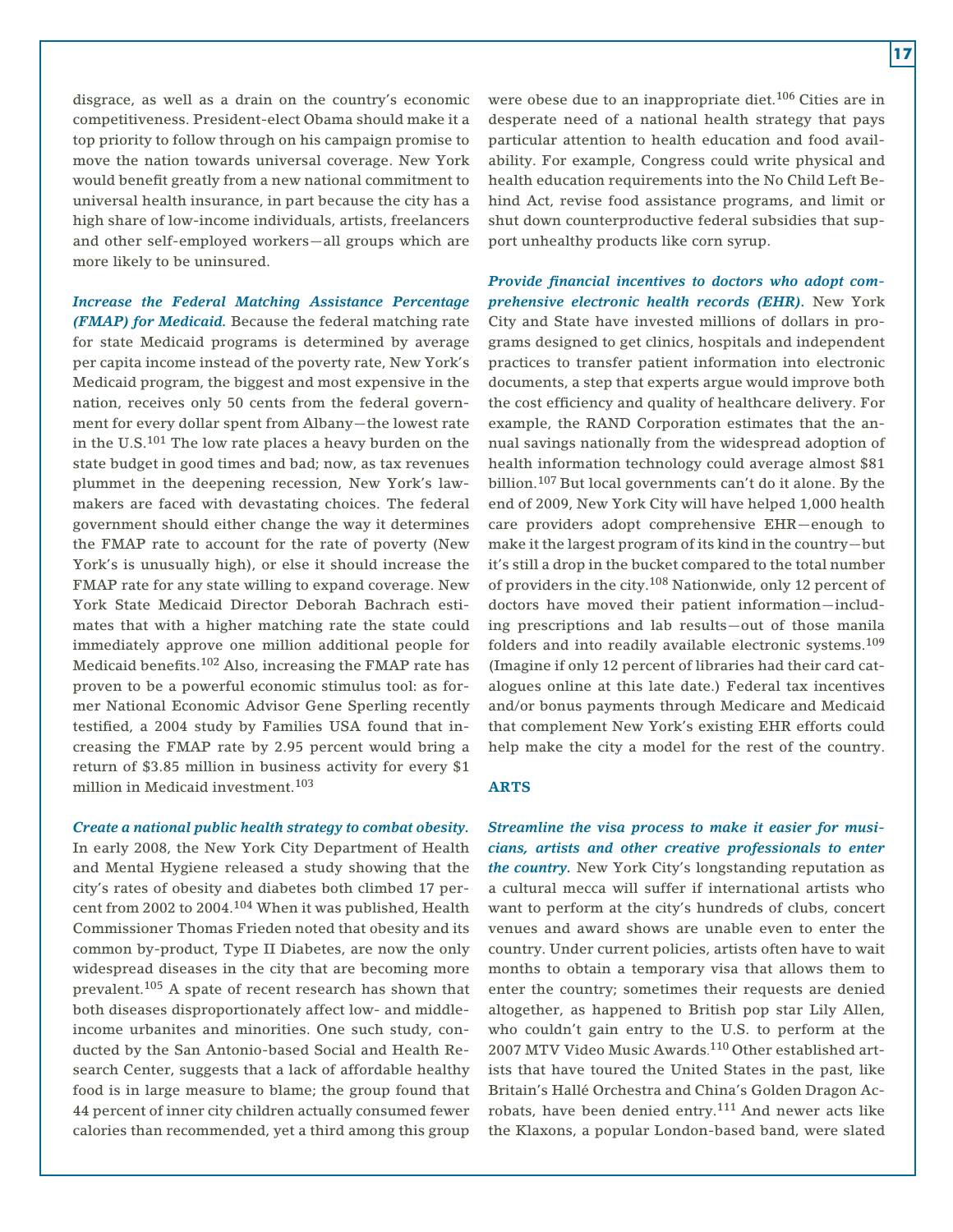disgrace, as well as a drain on the country's economic competitiveness. President-elect Obama should make it a top priority to follow through on his campaign promise to move the nation towards universal coverage. New York would benefit greatly from a new national commitment to universal health insurance, in part because the city has a high share of low-income individuals, artists, freelancers and other self-employed workers—all groups which are more likely to be uninsured.

***Increase the Federal Matching Assistance Percentage (FMAP) for Medicaid.*** Because the federal matching rate for state Medicaid programs is determined by average per capita income instead of the poverty rate, New York's Medicaid program, the biggest and most expensive in the nation, receives only 50 cents from the federal government for every dollar spent from Albany—the lowest rate in the U.S.[101] The low rate places a heavy burden on the state budget in good times and bad; now, as tax revenues plummet in the deepening recession, New York's lawmakers are faced with devastating choices. The federal government should either change the way it determines the FMAP rate to account for the rate of poverty (New York's is unusually high), or else it should increase the FMAP rate for any state willing to expand coverage. New York State Medicaid Director Deborah Bachrach estimates that with a higher matching rate the state could immediately approve one million additional people for Medicaid benefits.[102] Also, increasing the FMAP rate has proven to be a powerful economic stimulus tool: as former National Economic Advisor Gene Sperling recently testified, a 2004 study by Families USA found that increasing the FMAP rate by 2.95 percent would bring a return of $3.85 million in business activity for every $1 million in Medicaid investment.[103]

***Create a national public health strategy to combat obesity.*** In early 2008, the New York City Department of Health and Mental Hygiene released a study showing that the city's rates of obesity and diabetes both climbed 17 percent from 2002 to 2004.[104] When it was published, Health Commissioner Thomas Frieden noted that obesity and its common by-product, Type II Diabetes, are now the only widespread diseases in the city that are becoming more prevalent.[105] A spate of recent research has shown that both diseases disproportionately affect low- and middle-income urbanites and minorities. One such study, conducted by the San Antonio-based Social and Health Research Center, suggests that a lack of affordable healthy food is in large measure to blame; the group found that 44 percent of inner city children actually consumed fewer calories than recommended, yet a third among this group were obese due to an inappropriate diet.[106] Cities are in desperate need of a national health strategy that pays particular attention to health education and food availability. For example, Congress could write physical and health education requirements into the No Child Left Behind Act, revise food assistance programs, and limit or shut down counterproductive federal subsidies that support unhealthy products like corn syrup.

***Provide financial incentives to doctors who adopt comprehensive electronic health records (EHR).*** New York City and State have invested millions of dollars in programs designed to get clinics, hospitals and independent practices to transfer patient information into electronic documents, a step that experts argue would improve both the cost efficiency and quality of healthcare delivery. For example, the RAND Corporation estimates that the annual savings nationally from the widespread adoption of health information technology could average almost $81 billion.[107] But local governments can't do it alone. By the end of 2009, New York City will have helped 1,000 health care providers adopt comprehensive EHR—enough to make it the largest program of its kind in the country—but it's still a drop in the bucket compared to the total number of providers in the city.[108] Nationwide, only 12 percent of doctors have moved their patient information—including prescriptions and lab results—out of those manila folders and into readily available electronic systems.[109] (Imagine if only 12 percent of libraries had their card catalogues online at this late date.) Federal tax incentives and/or bonus payments through Medicare and Medicaid that complement New York's existing EHR efforts could help make the city a model for the rest of the country.

## ARTS

***Streamline the visa process to make it easier for musicians, artists and other creative professionals to enter the country.*** New York City's longstanding reputation as a cultural mecca will suffer if international artists who want to perform at the city's hundreds of clubs, concert venues and award shows are unable even to enter the country. Under current policies, artists often have to wait months to obtain a temporary visa that allows them to enter the country; sometimes their requests are denied altogether, as happened to British pop star Lily Allen, who couldn't gain entry to the U.S. to perform at the 2007 MTV Video Music Awards.[110] Other established artists that have toured the United States in the past, like Britain's Hallé Orchestra and China's Golden Dragon Acrobats, have been denied entry.[111] And newer acts like the Klaxons, a popular London-based band, were slated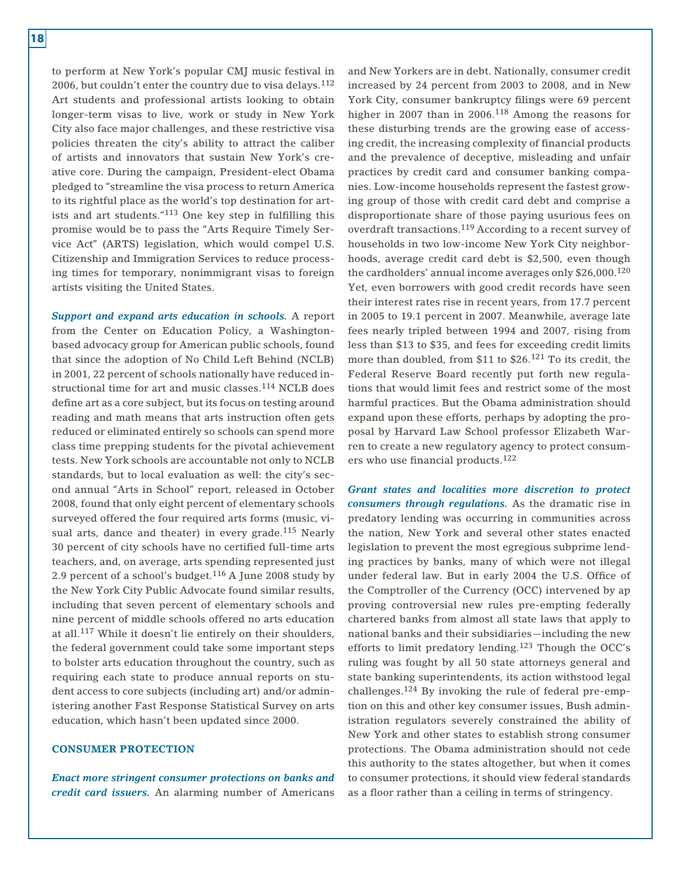to perform at New York's popular CMJ music festival in 2006, but couldn't enter the country due to visa delays.[112] Art students and professional artists looking to obtain longer-term visas to live, work or study in New York City also face major challenges, and these restrictive visa policies threaten the city's ability to attract the caliber of artists and innovators that sustain New York's creative core. During the campaign, President-elect Obama pledged to "streamline the visa process to return America to its rightful place as the world's top destination for artists and art students."[113] One key step in fulfilling this promise would be to pass the "Arts Require Timely Service Act" (ARTS) legislation, which would compel U.S. Citizenship and Immigration Services to reduce processing times for temporary, nonimmigrant visas to foreign artists visiting the United States.

***Support and expand arts education in schools.*** A report from the Center on Education Policy, a Washington-based advocacy group for American public schools, found that since the adoption of No Child Left Behind (NCLB) in 2001, 22 percent of schools nationally have reduced instructional time for art and music classes.[114] NCLB does define art as a core subject, but its focus on testing around reading and math means that arts instruction often gets reduced or eliminated entirely so schools can spend more class time prepping students for the pivotal achievement tests. New York schools are accountable not only to NCLB standards, but to local evaluation as well: the city's second annual "Arts in School" report, released in October 2008, found that only eight percent of elementary schools surveyed offered the four required arts forms (music, visual arts, dance and theater) in every grade.[115] Nearly 30 percent of city schools have no certified full-time arts teachers, and, on average, arts spending represented just 2.9 percent of a school's budget.[116] A June 2008 study by the New York City Public Advocate found similar results, including that seven percent of elementary schools and nine percent of middle schools offered no arts education at all.[117] While it doesn't lie entirely on their shoulders, the federal government could take some important steps to bolster arts education throughout the country, such as requiring each state to produce annual reports on student access to core subjects (including art) and/or administering another Fast Response Statistical Survey on arts education, which hasn't been updated since 2000.

## CONSUMER PROTECTION

***Enact more stringent consumer protections on banks and credit card issuers.*** An alarming number of Americans and New Yorkers are in debt. Nationally, consumer credit increased by 24 percent from 2003 to 2008, and in New York City, consumer bankruptcy filings were 69 percent higher in 2007 than in 2006.[118] Among the reasons for these disturbing trends are the growing ease of accessing credit, the increasing complexity of financial products and the prevalence of deceptive, misleading and unfair practices by credit card and consumer banking companies. Low-income households represent the fastest growing group of those with credit card debt and comprise a disproportionate share of those paying usurious fees on overdraft transactions.[119] According to a recent survey of households in two low-income New York City neighborhoods, average credit card debt is $2,500, even though the cardholders' annual income averages only $26,000.[120] Yet, even borrowers with good credit records have seen their interest rates rise in recent years, from 17.7 percent in 2005 to 19.1 percent in 2007. Meanwhile, average late fees nearly tripled between 1994 and 2007, rising from less than $13 to $35, and fees for exceeding credit limits more than doubled, from $11 to $26.[121] To its credit, the Federal Reserve Board recently put forth new regulations that would limit fees and restrict some of the most harmful practices. But the Obama administration should expand upon these efforts, perhaps by adopting the proposal by Harvard Law School professor Elizabeth Warren to create a new regulatory agency to protect consumers who use financial products.[122]

***Grant states and localities more discretion to protect consumers through regulations.*** As the dramatic rise in predatory lending was occurring in communities across the nation, New York and several other states enacted legislation to prevent the most egregious subprime lending practices by banks, many of which were not illegal under federal law. But in early 2004 the U.S. Office of the Comptroller of the Currency (OCC) intervened by approving controversial new rules pre-empting federally chartered banks from almost all state laws that apply to national banks and their subsidiaries—including the new efforts to limit predatory lending.[123] Though the OCC's ruling was fought by all 50 state attorneys general and state banking superintendents, its action withstood legal challenges.[124] By invoking the rule of federal pre-emption on this and other key consumer issues, Bush administration regulators severely constrained the ability of New York and other states to establish strong consumer protections. The Obama administration should not cede this authority to the states altogether, but when it comes to consumer protections, it should view federal standards as a floor rather than a ceiling in terms of stringency.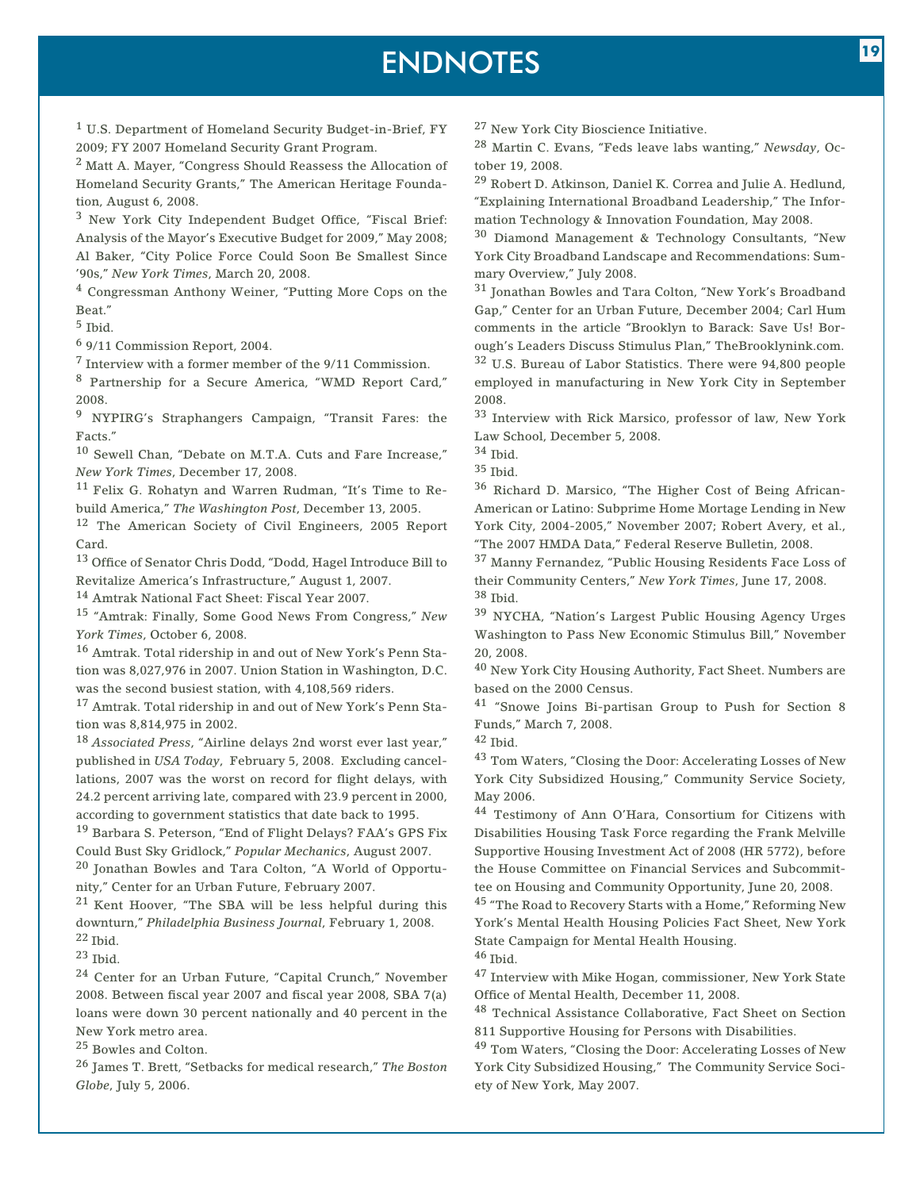# ENDNOTES

[1] U.S. Department of Homeland Security Budget-in-Brief, FY 2009; FY 2007 Homeland Security Grant Program.

[2] Matt A. Mayer, "Congress Should Reassess the Allocation of Homeland Security Grants," The American Heritage Foundation, August 6, 2008.

[3] New York City Independent Budget Office, "Fiscal Brief: Analysis of the Mayor's Executive Budget for 2009," May 2008; Al Baker, "City Police Force Could Soon Be Smallest Since '90s," *New York Times*, March 20, 2008.

[4] Congressman Anthony Weiner, "Putting More Cops on the Beat."

[5] Ibid.

[6] 9/11 Commission Report, 2004.

[7] Interview with a former member of the 9/11 Commission.

[8] Partnership for a Secure America, "WMD Report Card," 2008.

[9] NYPIRG's Straphangers Campaign, "Transit Fares: the Facts."

[10] Sewell Chan, "Debate on M.T.A. Cuts and Fare Increase," *New York Times*, December 17, 2008.

[11] Felix G. Rohatyn and Warren Rudman, "It's Time to Rebuild America," *The Washington Post*, December 13, 2005.

[12] The American Society of Civil Engineers, 2005 Report Card.

[13] Office of Senator Chris Dodd, "Dodd, Hagel Introduce Bill to Revitalize America's Infrastructure," August 1, 2007.

[14] Amtrak National Fact Sheet: Fiscal Year 2007.

[15] "Amtrak: Finally, Some Good News From Congress," *New York Times*, October 6, 2008.

[16] Amtrak. Total ridership in and out of New York's Penn Station was 8,027,976 in 2007. Union Station in Washington, D.C. was the second busiest station, with 4,108,569 riders.

[17] Amtrak. Total ridership in and out of New York's Penn Station was 8,814,975 in 2002.

[18] *Associated Press*, "Airline delays 2nd worst ever last year," published in *USA Today*, February 5, 2008. Excluding cancellations, 2007 was the worst on record for flight delays, with 24.2 percent arriving late, compared with 23.9 percent in 2000, according to government statistics that date back to 1995.

[19] Barbara S. Peterson, "End of Flight Delays? FAA's GPS Fix Could Bust Sky Gridlock," *Popular Mechanics*, August 2007.

[20] Jonathan Bowles and Tara Colton, "A World of Opportunity," Center for an Urban Future, February 2007.

[21] Kent Hoover, "The SBA will be less helpful during this downturn," *Philadelphia Business Journal*, February 1, 2008.

[22] Ibid.

[23] Ibid.

[24] Center for an Urban Future, "Capital Crunch," November 2008. Between fiscal year 2007 and fiscal year 2008, SBA 7(a) loans were down 30 percent nationally and 40 percent in the New York metro area.

[25] Bowles and Colton.

[26] James T. Brett, "Setbacks for medical research," *The Boston Globe*, July 5, 2006.

[27] New York City Bioscience Initiative.

[28] Martin C. Evans, "Feds leave labs wanting," *Newsday*, October 19, 2008.

[29] Robert D. Atkinson, Daniel K. Correa and Julie A. Hedlund, "Explaining International Broadband Leadership," The Information Technology & Innovation Foundation, May 2008.

[30] Diamond Management & Technology Consultants, "New York City Broadband Landscape and Recommendations: Summary Overview," July 2008.

[31] Jonathan Bowles and Tara Colton, "New York's Broadband Gap," Center for an Urban Future, December 2004; Carl Hum comments in the article "Brooklyn to Barack: Save Us! Borough's Leaders Discuss Stimulus Plan," TheBrooklynink.com.

[32] U.S. Bureau of Labor Statistics. There were 94,800 people employed in manufacturing in New York City in September 2008.

[33] Interview with Rick Marsico, professor of law, New York Law School, December 5, 2008.

[34] Ibid.

[35] Ibid.

[36] Richard D. Marsico, "The Higher Cost of Being African-American or Latino: Subprime Home Mortage Lending in New York City, 2004-2005," November 2007; Robert Avery, et al., "The 2007 HMDA Data," Federal Reserve Bulletin, 2008.

[37] Manny Fernandez, "Public Housing Residents Face Loss of their Community Centers," *New York Times*, June 17, 2008.

[38] Ibid.

[39] NYCHA, "Nation's Largest Public Housing Agency Urges Washington to Pass New Economic Stimulus Bill," November 20, 2008.

[40] New York City Housing Authority, Fact Sheet. Numbers are based on the 2000 Census.

[41] "Snowe Joins Bi-partisan Group to Push for Section 8 Funds," March 7, 2008.

[42] Ibid.

[43] Tom Waters, "Closing the Door: Accelerating Losses of New York City Subsidized Housing," Community Service Society, May 2006.

[44] Testimony of Ann O'Hara, Consortium for Citizens with Disabilities Housing Task Force regarding the Frank Melville Supportive Housing Investment Act of 2008 (HR 5772), before the House Committee on Financial Services and Subcommittee on Housing and Community Opportunity, June 20, 2008.

[45] "The Road to Recovery Starts with a Home," Reforming New York's Mental Health Housing Policies Fact Sheet, New York State Campaign for Mental Health Housing.

[46] Ibid.

[47] Interview with Mike Hogan, commissioner, New York State Office of Mental Health, December 11, 2008.

[48] Technical Assistance Collaborative, Fact Sheet on Section 811 Supportive Housing for Persons with Disabilities.

[49] Tom Waters, "Closing the Door: Accelerating Losses of New York City Subsidized Housing," The Community Service Society of New York, May 2007.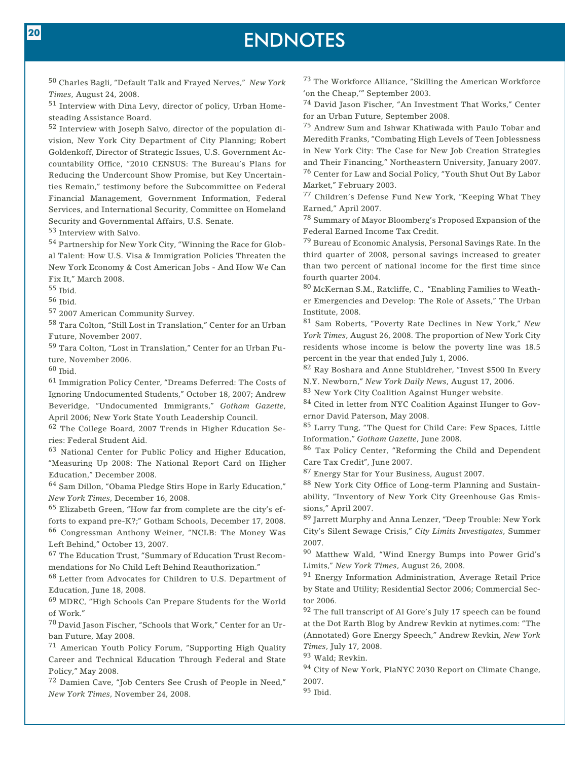# ENDNOTES

[50] Charles Bagli, "Default Talk and Frayed Nerves," *New York Times*, August 24, 2008.

[51] Interview with Dina Levy, director of policy, Urban Homesteading Assistance Board.

[52] Interview with Joseph Salvo, director of the population division, New York City Department of City Planning; Robert Goldenkoff, Director of Strategic Issues, U.S. Government Accountability Office, "2010 CENSUS: The Bureau's Plans for Reducing the Undercount Show Promise, but Key Uncertainties Remain," testimony before the Subcommittee on Federal Financial Management, Government Information, Federal Services, and International Security, Committee on Homeland Security and Governmental Affairs, U.S. Senate.

[53] Interview with Salvo.

[54] Partnership for New York City, "Winning the Race for Global Talent: How U.S. Visa & Immigration Policies Threaten the New York Economy & Cost American Jobs - And How We Can Fix It," March 2008.

[55] Ibid.

[56] Ibid.

[57] 2007 American Community Survey.

[58] Tara Colton, "Still Lost in Translation," Center for an Urban Future, November 2007.

[59] Tara Colton, "Lost in Translation," Center for an Urban Future, November 2006.

[60] Ibid.

[61] Immigration Policy Center, "Dreams Deferred: The Costs of Ignoring Undocumented Students," October 18, 2007; Andrew Beveridge, "Undocumented Immigrants," *Gotham Gazette*, April 2006; New York State Youth Leadership Council.

[62] The College Board, 2007 Trends in Higher Education Series: Federal Student Aid.

[63] National Center for Public Policy and Higher Education, "Measuring Up 2008: The National Report Card on Higher Education," December 2008.

[64] Sam Dillon, "Obama Pledge Stirs Hope in Early Education," *New York Times*, December 16, 2008.

[65] Elizabeth Green, "How far from complete are the city's efforts to expand pre-K?;" Gotham Schools, December 17, 2008.

[66] Congressman Anthony Weiner, "NCLB: The Money Was Left Behind," October 13, 2007.

[67] The Education Trust, "Summary of Education Trust Recommendations for No Child Left Behind Reauthorization."

[68] Letter from Advocates for Children to U.S. Department of Education, June 18, 2008.

[69] MDRC, "High Schools Can Prepare Students for the World of Work."

[70] David Jason Fischer, "Schools that Work," Center for an Urban Future, May 2008.

[71] American Youth Policy Forum, "Supporting High Quality Career and Technical Education Through Federal and State Policy," May 2008.

[72] Damien Cave, "Job Centers See Crush of People in Need," *New York Times*, November 24, 2008.

[73] The Workforce Alliance, "Skilling the American Workforce 'on the Cheap,'" September 2003.

[74] David Jason Fischer, "An Investment That Works," Center for an Urban Future, September 2008.

[75] Andrew Sum and Ishwar Khatiwada with Paulo Tobar and Meredith Franks, "Combating High Levels of Teen Joblessness in New York City: The Case for New Job Creation Strategies and Their Financing," Northeastern University, January 2007.

[76] Center for Law and Social Policy, "Youth Shut Out By Labor Market," February 2003.

[77] Children's Defense Fund New York, "Keeping What They Earned," April 2007.

[78] Summary of Mayor Bloomberg's Proposed Expansion of the Federal Earned Income Tax Credit.

[79] Bureau of Economic Analysis, Personal Savings Rate. In the third quarter of 2008, personal savings increased to greater than two percent of national income for the first time since fourth quarter 2004.

[80] McKernan S.M., Ratcliffe, C., "Enabling Families to Weather Emergencies and Develop: The Role of Assets," The Urban Institute, 2008.

[81] Sam Roberts, "Poverty Rate Declines in New York," *New York Times*, August 26, 2008. The proportion of New York City residents whose income is below the poverty line was 18.5 percent in the year that ended July 1, 2006.

[82] Ray Boshara and Anne Stuhldreher, "Invest $500 In Every N.Y. Newborn," *New York Daily News*, August 17, 2006.

[83] New York City Coalition Against Hunger website.

[84] Cited in letter from NYC Coalition Against Hunger to Governor David Paterson, May 2008.

[85] Larry Tung, "The Quest for Child Care: Few Spaces, Little Information," *Gotham Gazette*, June 2008.

[86] Tax Policy Center, "Reforming the Child and Dependent Care Tax Credit", June 2007.

[87] Energy Star for Your Business, August 2007.

[88] New York City Office of Long-term Planning and Sustainability, "Inventory of New York City Greenhouse Gas Emissions," April 2007.

[89] Jarrett Murphy and Anna Lenzer, "Deep Trouble: New York City's Silent Sewage Crisis," *City Limits Investigates*, Summer 2007.

[90] Matthew Wald, "Wind Energy Bumps into Power Grid's Limits," *New York Times*, August 26, 2008.

[91] Energy Information Administration, Average Retail Price by State and Utility; Residential Sector 2006; Commercial Sector 2006.

[92] The full transcript of Al Gore's July 17 speech can be found at the Dot Earth Blog by Andrew Revkin at nytimes.com: "The (Annotated) Gore Energy Speech," Andrew Revkin, *New York Times*, July 17, 2008.

[93] Wald; Revkin.

[94] City of New York, PlaNYC 2030 Report on Climate Change, 2007.

[95] Ibid.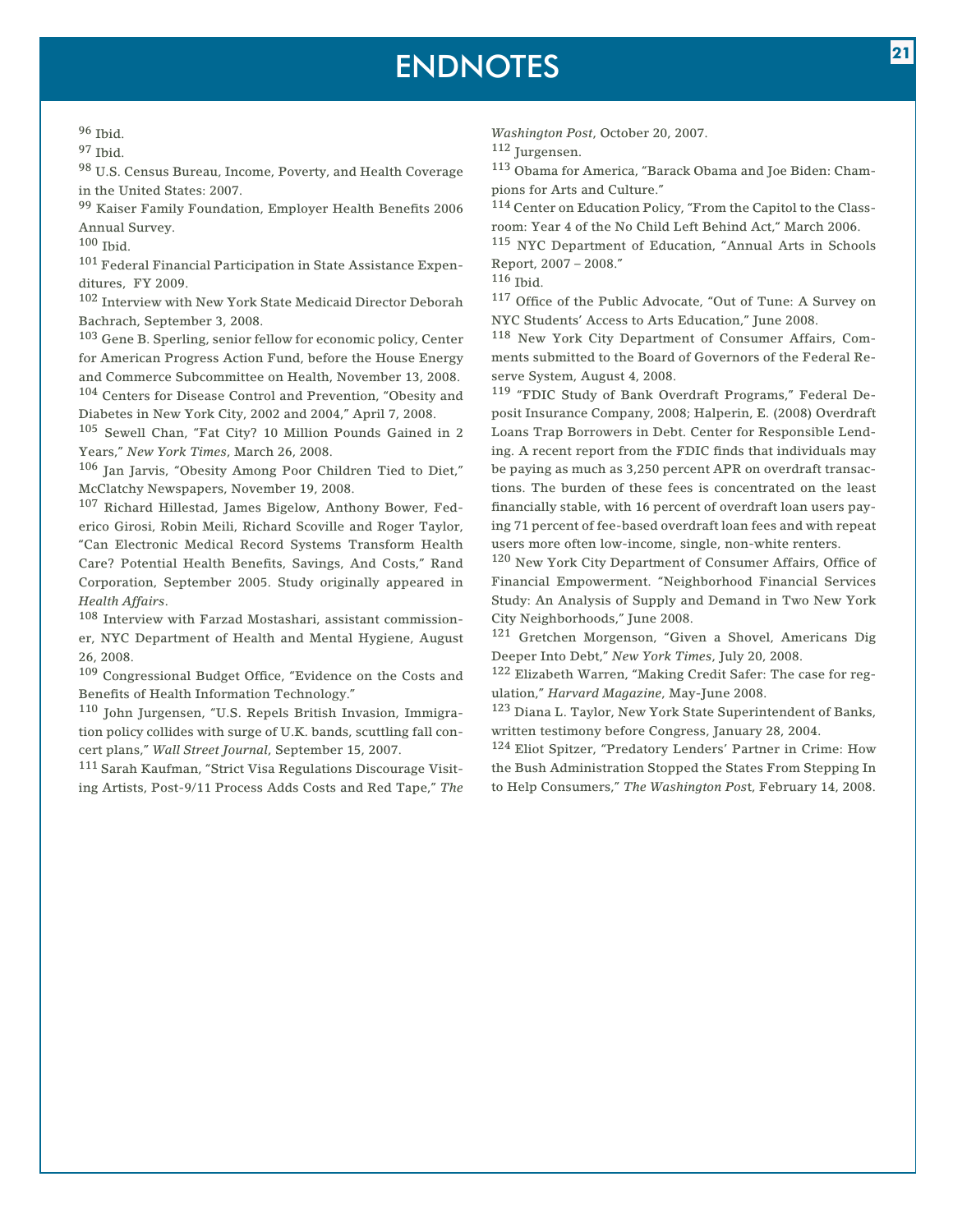# ENDNOTES

[96] Ibid.

[97] Ibid.

[98] U.S. Census Bureau, Income, Poverty, and Health Coverage in the United States: 2007.

[99] Kaiser Family Foundation, Employer Health Benefits 2006 Annual Survey.

[100] Ibid.

[101] Federal Financial Participation in State Assistance Expenditures, FY 2009.

[102] Interview with New York State Medicaid Director Deborah Bachrach, September 3, 2008.

[103] Gene B. Sperling, senior fellow for economic policy, Center for American Progress Action Fund, before the House Energy and Commerce Subcommittee on Health, November 13, 2008.

[104] Centers for Disease Control and Prevention, "Obesity and Diabetes in New York City, 2002 and 2004," April 7, 2008.

[105] Sewell Chan, "Fat City? 10 Million Pounds Gained in 2 Years," *New York Times*, March 26, 2008.

[106] Jan Jarvis, "Obesity Among Poor Children Tied to Diet," McClatchy Newspapers, November 19, 2008.

[107] Richard Hillestad, James Bigelow, Anthony Bower, Federico Girosi, Robin Meili, Richard Scoville and Roger Taylor, "Can Electronic Medical Record Systems Transform Health Care? Potential Health Benefits, Savings, And Costs," Rand Corporation, September 2005. Study originally appeared in *Health Affairs*.

[108] Interview with Farzad Mostashari, assistant commissioner, NYC Department of Health and Mental Hygiene, August 26, 2008.

[109] Congressional Budget Office, "Evidence on the Costs and Benefits of Health Information Technology."

[110] John Jurgensen, "U.S. Repels British Invasion, Immigration policy collides with surge of U.K. bands, scuttling fall concert plans," *Wall Street Journal*, September 15, 2007.

[111] Sarah Kaufman, "Strict Visa Regulations Discourage Visiting Artists, Post-9/11 Process Adds Costs and Red Tape," *The Washington Post*, October 20, 2007.

[112] Jurgensen.

[113] Obama for America, "Barack Obama and Joe Biden: Champions for Arts and Culture."

[114] Center on Education Policy, "From the Capitol to the Classroom: Year 4 of the No Child Left Behind Act," March 2006.

[115] NYC Department of Education, "Annual Arts in Schools Report, 2007 – 2008."

[116] Ibid.

[117] Office of the Public Advocate, "Out of Tune: A Survey on NYC Students' Access to Arts Education," June 2008.

[118] New York City Department of Consumer Affairs, Comments submitted to the Board of Governors of the Federal Reserve System, August 4, 2008.

[119] "FDIC Study of Bank Overdraft Programs," Federal Deposit Insurance Company, 2008; Halperin, E. (2008) Overdraft Loans Trap Borrowers in Debt. Center for Responsible Lending. A recent report from the FDIC finds that individuals may be paying as much as 3,250 percent APR on overdraft transactions. The burden of these fees is concentrated on the least financially stable, with 16 percent of overdraft loan users paying 71 percent of fee-based overdraft loan fees and with repeat users more often low-income, single, non-white renters.

[120] New York City Department of Consumer Affairs, Office of Financial Empowerment. "Neighborhood Financial Services Study: An Analysis of Supply and Demand in Two New York City Neighborhoods," June 2008.

[121] Gretchen Morgenson, "Given a Shovel, Americans Dig Deeper Into Debt," *New York Times*, July 20, 2008.

[122] Elizabeth Warren, "Making Credit Safer: The case for regulation," *Harvard Magazine*, May-June 2008.

[123] Diana L. Taylor, New York State Superintendent of Banks, written testimony before Congress, January 28, 2004.

[124] Eliot Spitzer, "Predatory Lenders' Partner in Crime: How the Bush Administration Stopped the States From Stepping In to Help Consumers," *The Washington Pos*t, February 14, 2008.